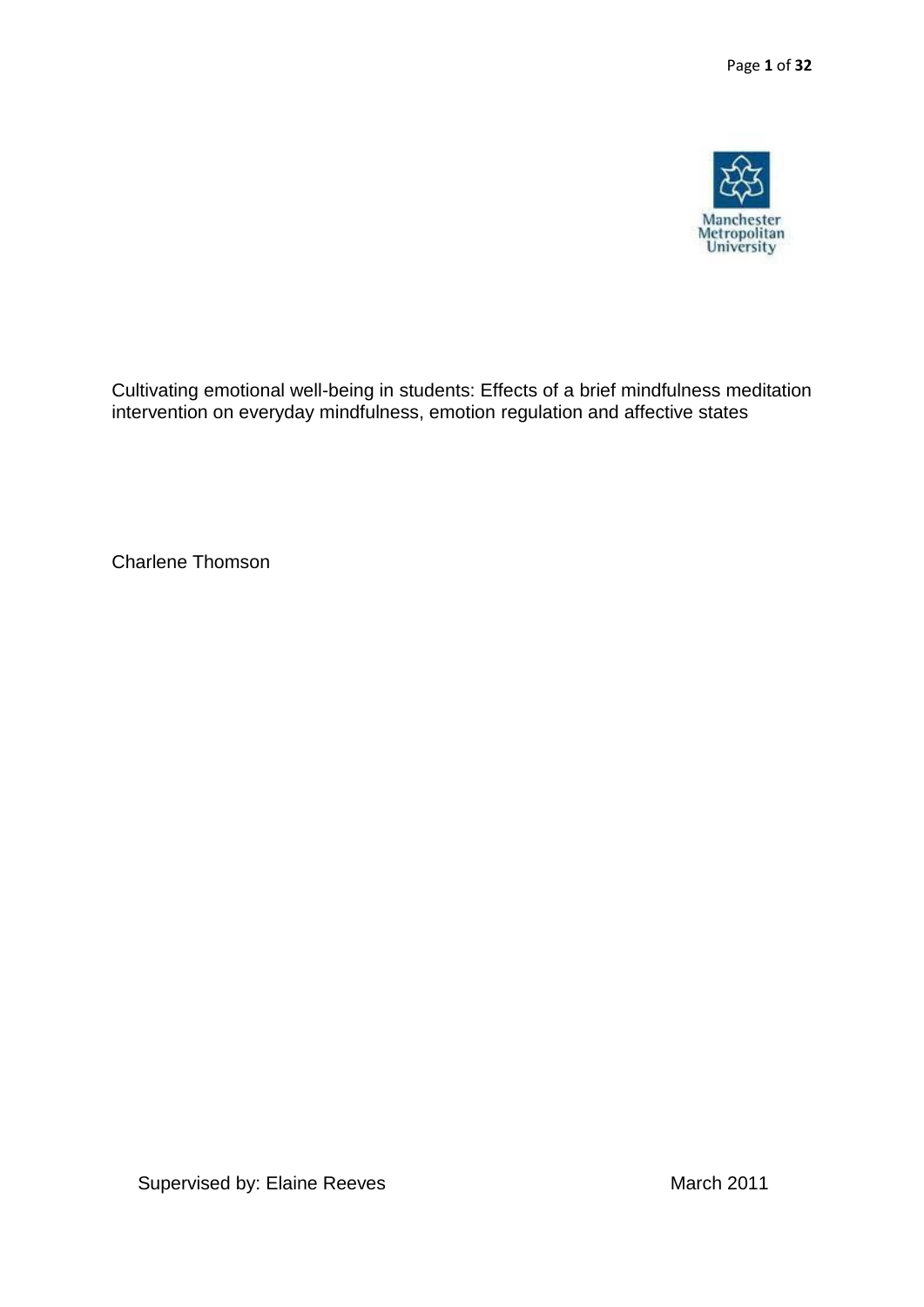Manchester Metropolitan University

# Cultivating emotional well-being in students: Effects of a brief mindfulness meditation intervention on everyday mindfulness, emotion regulation and affective states

Charlene Thomson

Supervised by: Elaine Reeves

March 2011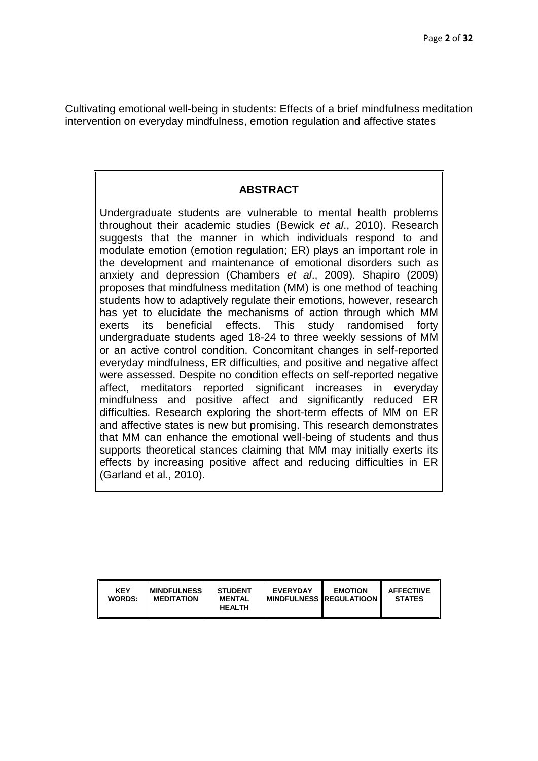Cultivating emotional well-being in students: Effects of a brief mindfulness meditation intervention on everyday mindfulness, emotion regulation and affective states

## ABSTRACT

Undergraduate students are vulnerable to mental health problems throughout their academic studies (Bewick *et al*., 2010). Research suggests that the manner in which individuals respond to and modulate emotion (emotion regulation; ER) plays an important role in the development and maintenance of emotional disorders such as anxiety and depression (Chambers *et al*., 2009). Shapiro (2009) proposes that mindfulness meditation (MM) is one method of teaching students how to adaptively regulate their emotions, however, research has yet to elucidate the mechanisms of action through which MM exerts its beneficial effects. This study randomised forty undergraduate students aged 18-24 to three weekly sessions of MM or an active control condition. Concomitant changes in self-reported everyday mindfulness, ER difficulties, and positive and negative affect were assessed. Despite no condition effects on self-reported negative affect, meditators reported significant increases in everyday mindfulness and positive affect and significantly reduced ER difficulties. Research exploring the short-term effects of MM on ER and affective states is new but promising. This research demonstrates that MM can enhance the emotional well-being of students and thus supports theoretical stances claiming that MM may initially exerts its effects by increasing positive affect and reducing difficulties in ER (Garland et al., 2010).

| KEY WORDS: | MINDFULNESS MEDITATION | STUDENT MENTAL HEALTH | EVERYDAY MINDFULNESS | EMOTION REGULATIOON | AFFECTIIVE STATES |
|---|---|---|---|---|---|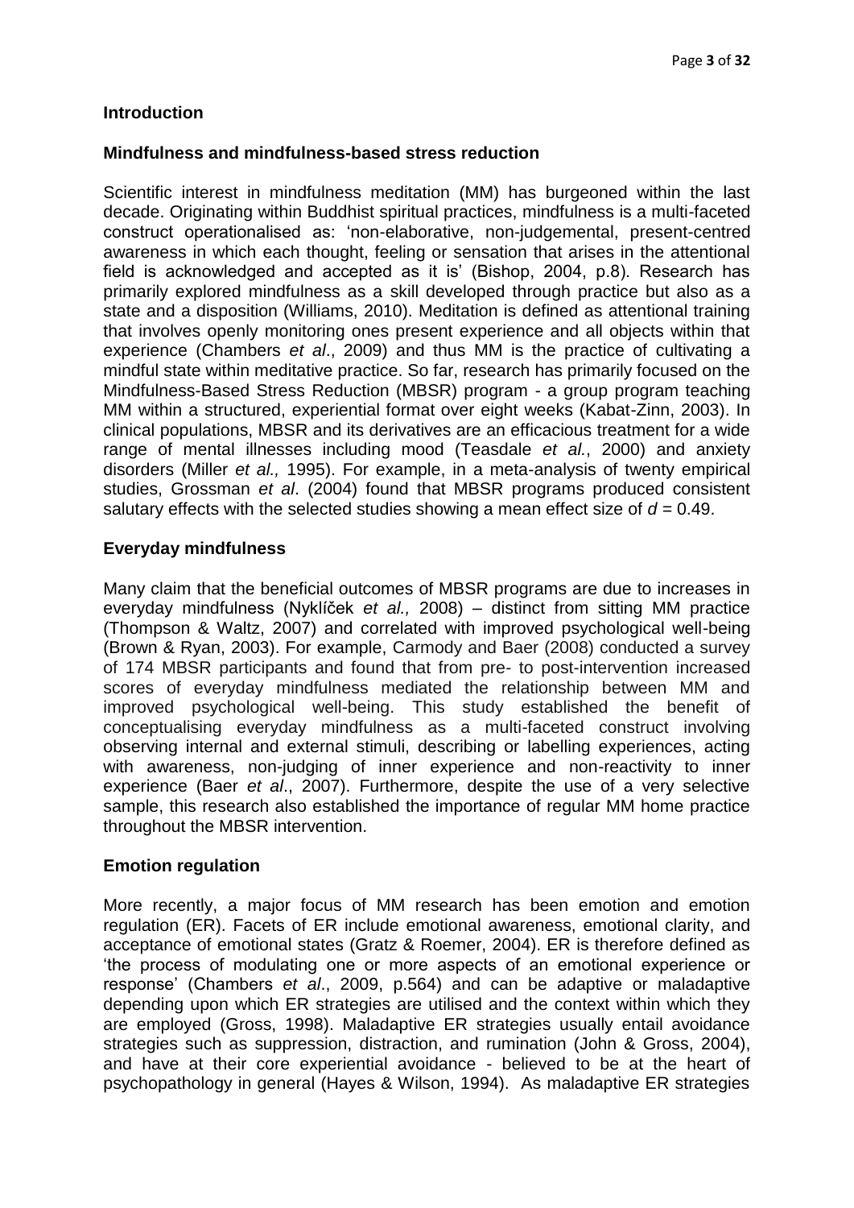## Introduction

### Mindfulness and mindfulness-based stress reduction

Scientific interest in mindfulness meditation (MM) has burgeoned within the last decade. Originating within Buddhist spiritual practices, mindfulness is a multi-faceted construct operationalised as: 'non-elaborative, non-judgemental, present-centred awareness in which each thought, feeling or sensation that arises in the attentional field is acknowledged and accepted as it is' (Bishop, 2004, p.8). Research has primarily explored mindfulness as a skill developed through practice but also as a state and a disposition (Williams, 2010). Meditation is defined as attentional training that involves openly monitoring ones present experience and all objects within that experience (Chambers *et al*., 2009) and thus MM is the practice of cultivating a mindful state within meditative practice. So far, research has primarily focused on the Mindfulness-Based Stress Reduction (MBSR) program - a group program teaching MM within a structured, experiential format over eight weeks (Kabat-Zinn, 2003). In clinical populations, MBSR and its derivatives are an efficacious treatment for a wide range of mental illnesses including mood (Teasdale *et al.*, 2000) and anxiety disorders (Miller *et al.,* 1995). For example, in a meta-analysis of twenty empirical studies, Grossman *et al*. (2004) found that MBSR programs produced consistent salutary effects with the selected studies showing a mean effect size of $d = 0.49$.

### Everyday mindfulness

Many claim that the beneficial outcomes of MBSR programs are due to increases in everyday mindfulness (Nyklíček *et al.,* 2008) – distinct from sitting MM practice (Thompson & Waltz, 2007) and correlated with improved psychological well-being (Brown & Ryan, 2003). For example, Carmody and Baer (2008) conducted a survey of 174 MBSR participants and found that from pre- to post-intervention increased scores of everyday mindfulness mediated the relationship between MM and improved psychological well-being. This study established the benefit of conceptualising everyday mindfulness as a multi-faceted construct involving observing internal and external stimuli, describing or labelling experiences, acting with awareness, non-judging of inner experience and non-reactivity to inner experience (Baer *et al*., 2007). Furthermore, despite the use of a very selective sample, this research also established the importance of regular MM home practice throughout the MBSR intervention.

### Emotion regulation

More recently, a major focus of MM research has been emotion and emotion regulation (ER). Facets of ER include emotional awareness, emotional clarity, and acceptance of emotional states (Gratz & Roemer, 2004). ER is therefore defined as 'the process of modulating one or more aspects of an emotional experience or response' (Chambers *et al*., 2009, p.564) and can be adaptive or maladaptive depending upon which ER strategies are utilised and the context within which they are employed (Gross, 1998). Maladaptive ER strategies usually entail avoidance strategies such as suppression, distraction, and rumination (John & Gross, 2004), and have at their core experiential avoidance - believed to be at the heart of psychopathology in general (Hayes & Wilson, 1994). As maladaptive ER strategies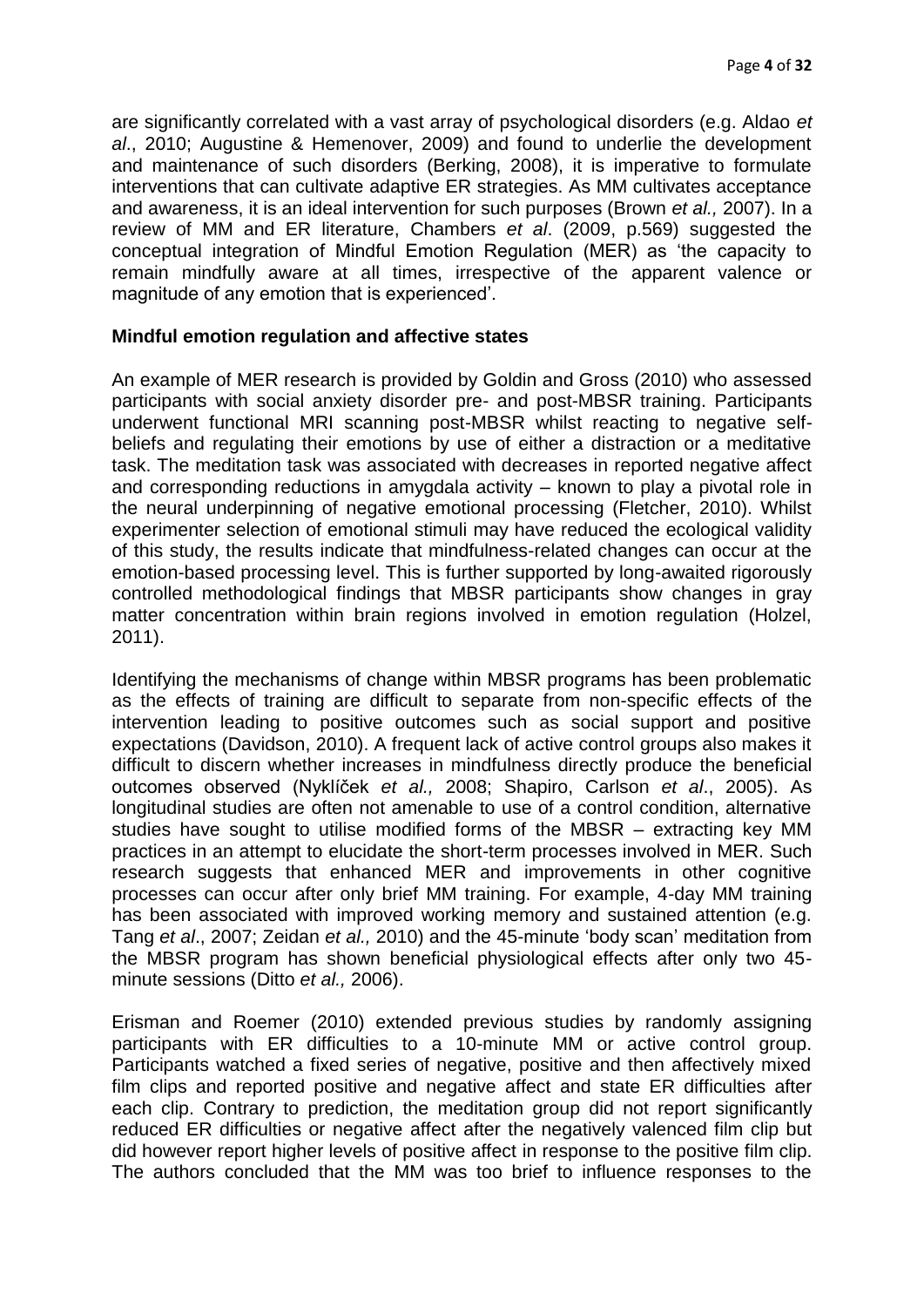are significantly correlated with a vast array of psychological disorders (e.g. Aldao *et al*., 2010; Augustine & Hemenover, 2009) and found to underlie the development and maintenance of such disorders (Berking, 2008), it is imperative to formulate interventions that can cultivate adaptive ER strategies. As MM cultivates acceptance and awareness, it is an ideal intervention for such purposes (Brown *et al.,* 2007). In a review of MM and ER literature, Chambers *et al*. (2009, p.569) suggested the conceptual integration of Mindful Emotion Regulation (MER) as 'the capacity to remain mindfully aware at all times, irrespective of the apparent valence or magnitude of any emotion that is experienced'.

**Mindful emotion regulation and affective states**

An example of MER research is provided by Goldin and Gross (2010) who assessed participants with social anxiety disorder pre- and post-MBSR training. Participants underwent functional MRI scanning post-MBSR whilst reacting to negative self-beliefs and regulating their emotions by use of either a distraction or a meditative task. The meditation task was associated with decreases in reported negative affect and corresponding reductions in amygdala activity – known to play a pivotal role in the neural underpinning of negative emotional processing (Fletcher, 2010). Whilst experimenter selection of emotional stimuli may have reduced the ecological validity of this study, the results indicate that mindfulness-related changes can occur at the emotion-based processing level. This is further supported by long-awaited rigorously controlled methodological findings that MBSR participants show changes in gray matter concentration within brain regions involved in emotion regulation (Holzel, 2011).

Identifying the mechanisms of change within MBSR programs has been problematic as the effects of training are difficult to separate from non-specific effects of the intervention leading to positive outcomes such as social support and positive expectations (Davidson, 2010). A frequent lack of active control groups also makes it difficult to discern whether increases in mindfulness directly produce the beneficial outcomes observed (Nyklíček *et al.,* 2008; Shapiro, Carlson *et al*., 2005). As longitudinal studies are often not amenable to use of a control condition, alternative studies have sought to utilise modified forms of the MBSR – extracting key MM practices in an attempt to elucidate the short-term processes involved in MER. Such research suggests that enhanced MER and improvements in other cognitive processes can occur after only brief MM training. For example, 4-day MM training has been associated with improved working memory and sustained attention (e.g. Tang *et al*., 2007; Zeidan *et al.,* 2010) and the 45-minute 'body scan' meditation from the MBSR program has shown beneficial physiological effects after only two 45-minute sessions (Ditto *et al.,* 2006).

Erisman and Roemer (2010) extended previous studies by randomly assigning participants with ER difficulties to a 10-minute MM or active control group. Participants watched a fixed series of negative, positive and then affectively mixed film clips and reported positive and negative affect and state ER difficulties after each clip. Contrary to prediction, the meditation group did not report significantly reduced ER difficulties or negative affect after the negatively valenced film clip but did however report higher levels of positive affect in response to the positive film clip. The authors concluded that the MM was too brief to influence responses to the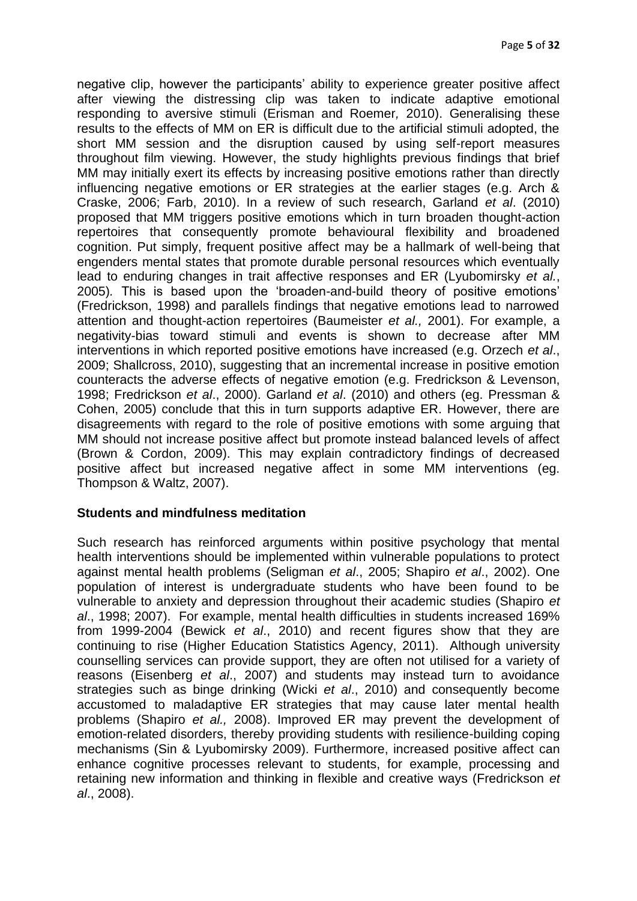negative clip, however the participants' ability to experience greater positive affect after viewing the distressing clip was taken to indicate adaptive emotional responding to aversive stimuli (Erisman and Roemer, 2010). Generalising these results to the effects of MM on ER is difficult due to the artificial stimuli adopted, the short MM session and the disruption caused by using self-report measures throughout film viewing. However, the study highlights previous findings that brief MM may initially exert its effects by increasing positive emotions rather than directly influencing negative emotions or ER strategies at the earlier stages (e.g. Arch & Craske, 2006; Farb, 2010). In a review of such research, Garland *et al*. (2010) proposed that MM triggers positive emotions which in turn broaden thought-action repertoires that consequently promote behavioural flexibility and broadened cognition. Put simply, frequent positive affect may be a hallmark of well-being that engenders mental states that promote durable personal resources which eventually lead to enduring changes in trait affective responses and ER (Lyubomirsky *et al.*, 2005). This is based upon the 'broaden-and-build theory of positive emotions' (Fredrickson, 1998) and parallels findings that negative emotions lead to narrowed attention and thought-action repertoires (Baumeister *et al.,* 2001). For example, a negativity-bias toward stimuli and events is shown to decrease after MM interventions in which reported positive emotions have increased (e.g. Orzech *et al*., 2009; Shallcross, 2010), suggesting that an incremental increase in positive emotion counteracts the adverse effects of negative emotion (e.g. Fredrickson & Levenson, 1998; Fredrickson *et al*., 2000). Garland *et al*. (2010) and others (eg. Pressman & Cohen, 2005) conclude that this in turn supports adaptive ER. However, there are disagreements with regard to the role of positive emotions with some arguing that MM should not increase positive affect but promote instead balanced levels of affect (Brown & Cordon, 2009). This may explain contradictory findings of decreased positive affect but increased negative affect in some MM interventions (eg. Thompson & Waltz, 2007).

## Students and mindfulness meditation

Such research has reinforced arguments within positive psychology that mental health interventions should be implemented within vulnerable populations to protect against mental health problems (Seligman *et al*., 2005; Shapiro *et al*., 2002). One population of interest is undergraduate students who have been found to be vulnerable to anxiety and depression throughout their academic studies (Shapiro *et al*., 1998; 2007). For example, mental health difficulties in students increased 169% from 1999-2004 (Bewick *et al*., 2010) and recent figures show that they are continuing to rise (Higher Education Statistics Agency, 2011). Although university counselling services can provide support, they are often not utilised for a variety of reasons (Eisenberg *et al*., 2007) and students may instead turn to avoidance strategies such as binge drinking (Wicki *et al*., 2010) and consequently become accustomed to maladaptive ER strategies that may cause later mental health problems (Shapiro *et al.,* 2008). Improved ER may prevent the development of emotion-related disorders, thereby providing students with resilience-building coping mechanisms (Sin & Lyubomirsky 2009). Furthermore, increased positive affect can enhance cognitive processes relevant to students, for example, processing and retaining new information and thinking in flexible and creative ways (Fredrickson *et al*., 2008).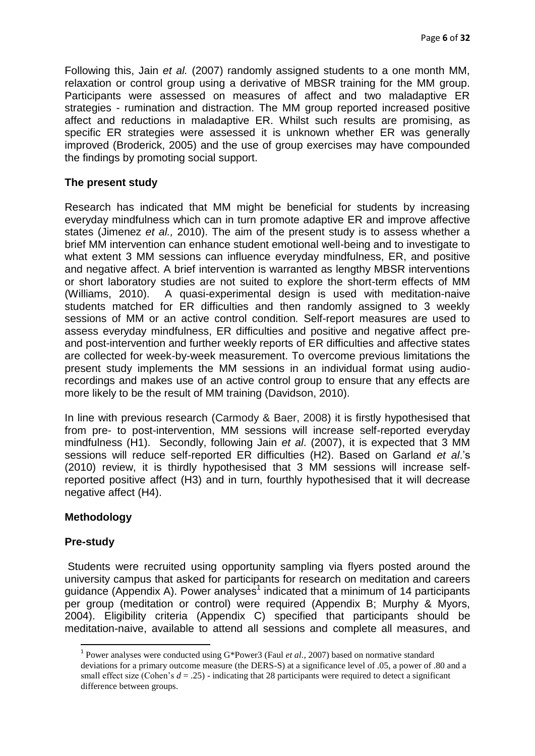Following this, Jain *et al.* (2007) randomly assigned students to a one month MM, relaxation or control group using a derivative of MBSR training for the MM group. Participants were assessed on measures of affect and two maladaptive ER strategies - rumination and distraction. The MM group reported increased positive affect and reductions in maladaptive ER. Whilst such results are promising, as specific ER strategies were assessed it is unknown whether ER was generally improved (Broderick, 2005) and the use of group exercises may have compounded the findings by promoting social support.

## The present study

Research has indicated that MM might be beneficial for students by increasing everyday mindfulness which can in turn promote adaptive ER and improve affective states (Jimenez *et al.,* 2010). The aim of the present study is to assess whether a brief MM intervention can enhance student emotional well-being and to investigate to what extent 3 MM sessions can influence everyday mindfulness, ER, and positive and negative affect. A brief intervention is warranted as lengthy MBSR interventions or short laboratory studies are not suited to explore the short-term effects of MM (Williams, 2010). A quasi-experimental design is used with meditation-naive students matched for ER difficulties and then randomly assigned to 3 weekly sessions of MM or an active control condition*.* Self-report measures are used to assess everyday mindfulness, ER difficulties and positive and negative affect pre- and post-intervention and further weekly reports of ER difficulties and affective states are collected for week-by-week measurement. To overcome previous limitations the present study implements the MM sessions in an individual format using audio-recordings and makes use of an active control group to ensure that any effects are more likely to be the result of MM training (Davidson, 2010).

In line with previous research (Carmody & Baer, 2008) it is firstly hypothesised that from pre- to post-intervention, MM sessions will increase self-reported everyday mindfulness (H1). Secondly, following Jain *et al*. (2007), it is expected that 3 MM sessions will reduce self-reported ER difficulties (H2). Based on Garland *et al*.'s (2010) review, it is thirdly hypothesised that 3 MM sessions will increase self-reported positive affect (H3) and in turn, fourthly hypothesised that it will decrease negative affect (H4).

## Methodology

### Pre-study

Students were recruited using opportunity sampling via flyers posted around the university campus that asked for participants for research on meditation and careers guidance (Appendix A). Power analyses[1] indicated that a minimum of 14 participants per group (meditation or control) were required (Appendix B; Murphy & Myors, 2004). Eligibility criteria (Appendix C) specified that participants should be meditation-naive, available to attend all sessions and complete all measures, and

[1] Power analyses were conducted using G*Power3 (Faul *et al*., 2007) based on normative standard deviations for a primary outcome measure (the DERS-S) at a significance level of .05, a power of .80 and a small effect size (Cohen's $d = .25$) - indicating that 28 participants were required to detect a significant difference between groups.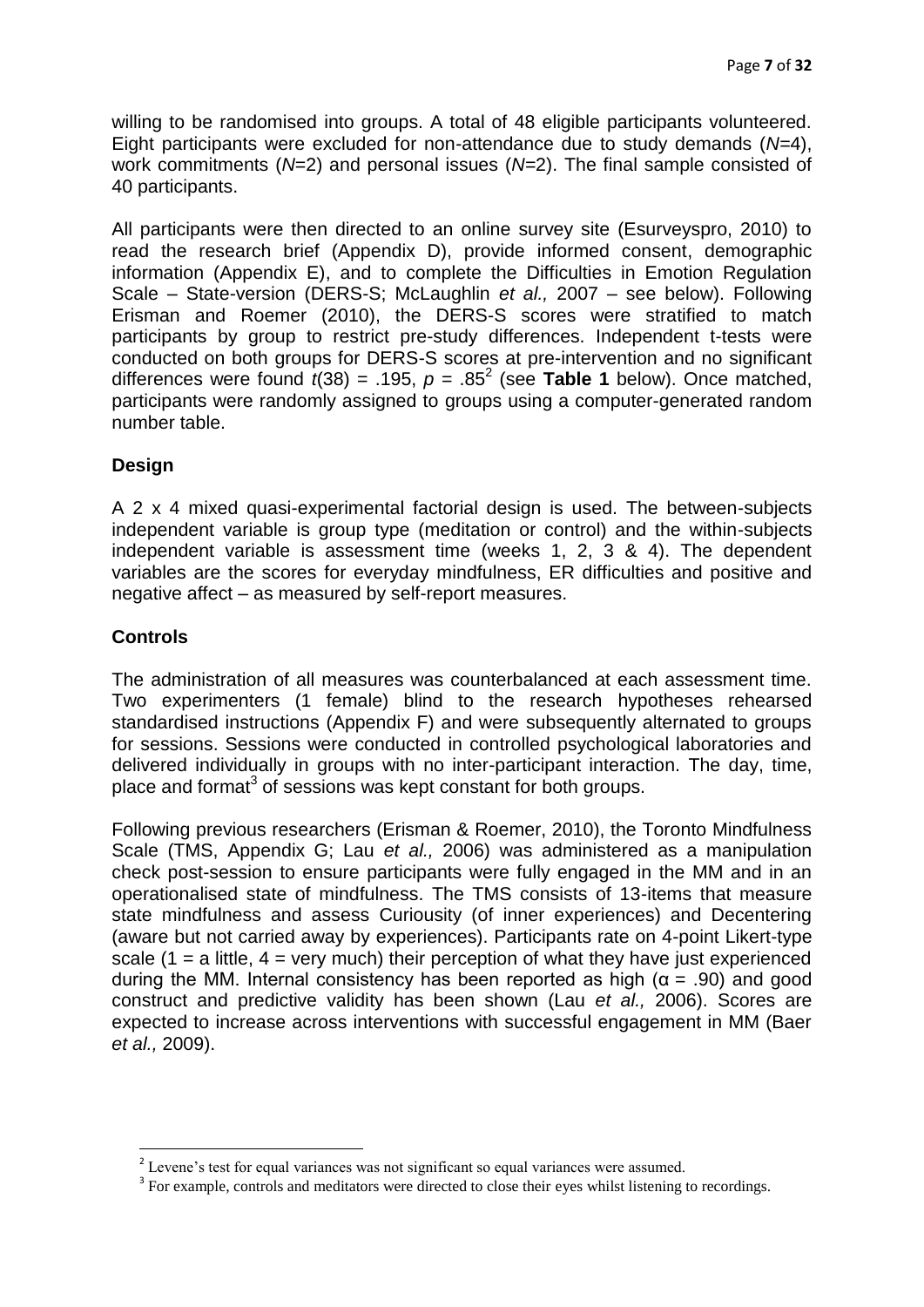willing to be randomised into groups. A total of 48 eligible participants volunteered. Eight participants were excluded for non-attendance due to study demands (*N*=4), work commitments (*N*=2) and personal issues (*N*=2). The final sample consisted of 40 participants.

All participants were then directed to an online survey site (Esurveyspro, 2010) to read the research brief (Appendix D), provide informed consent, demographic information (Appendix E), and to complete the Difficulties in Emotion Regulation Scale – State-version (DERS-S; McLaughlin *et al.,* 2007 – see below). Following Erisman and Roemer (2010), the DERS-S scores were stratified to match participants by group to restrict pre-study differences. Independent t-tests were conducted on both groups for DERS-S scores at pre-intervention and no significant differences were found $t(38) = .195$, $p = .85$[2] (see **Table 1** below). Once matched, participants were randomly assigned to groups using a computer-generated random number table.

## Design

A 2 x 4 mixed quasi-experimental factorial design is used. The between-subjects independent variable is group type (meditation or control) and the within-subjects independent variable is assessment time (weeks 1, 2, 3 & 4). The dependent variables are the scores for everyday mindfulness, ER difficulties and positive and negative affect – as measured by self-report measures.

## Controls

The administration of all measures was counterbalanced at each assessment time. Two experimenters (1 female) blind to the research hypotheses rehearsed standardised instructions (Appendix F) and were subsequently alternated to groups for sessions. Sessions were conducted in controlled psychological laboratories and delivered individually in groups with no inter-participant interaction. The day, time, place and format[3] of sessions was kept constant for both groups.

Following previous researchers (Erisman & Roemer, 2010), the Toronto Mindfulness Scale (TMS, Appendix G; Lau *et al.,* 2006) was administered as a manipulation check post-session to ensure participants were fully engaged in the MM and in an operationalised state of mindfulness. The TMS consists of 13-items that measure state mindfulness and assess Curiousity (of inner experiences) and Decentering (aware but not carried away by experiences). Participants rate on 4-point Likert-type scale (1 = a little, 4 = very much) their perception of what they have just experienced during the MM. Internal consistency has been reported as high ($\alpha = .90$) and good construct and predictive validity has been shown (Lau *et al.,* 2006). Scores are expected to increase across interventions with successful engagement in MM (Baer *et al.,* 2009).

---

[2] Levene's test for equal variances was not significant so equal variances were assumed.

[3] For example, controls and meditators were directed to close their eyes whilst listening to recordings.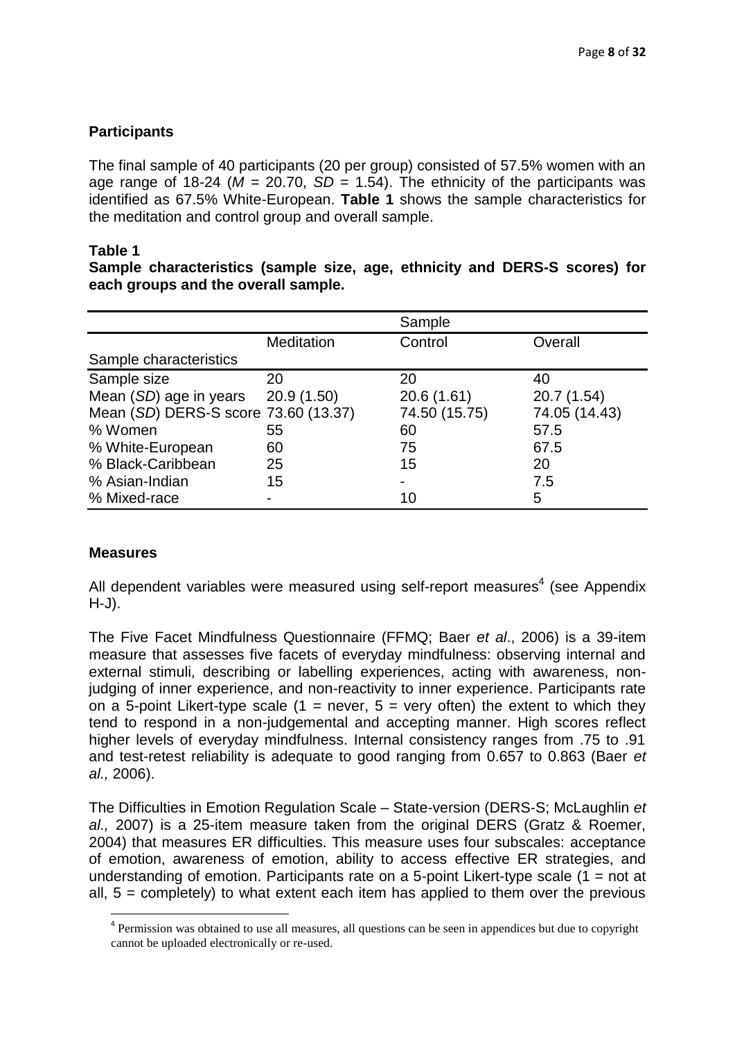**Participants**

The final sample of 40 participants (20 per group) consisted of 57.5% women with an age range of 18-24 ($M$ = 20.70, $SD$ = 1.54). The ethnicity of the participants was identified as 67.5% White-European. **Table 1** shows the sample characteristics for the meditation and control group and overall sample.

**Table 1**

**Sample characteristics (sample size, age, ethnicity and DERS-S scores) for each groups and the overall sample.**

| | Sample | | |
|---|---|---|---|
| | Meditation | Control | Overall |
| Sample characteristics | | | |
| Sample size | 20 | 20 | 40 |
| Mean (*SD*) age in years | 20.9 (1.50) | 20.6 (1.61) | 20.7 (1.54) |
| Mean (*SD*) DERS-S score | 73.60 (13.37) | 74.50 (15.75) | 74.05 (14.43) |
| % Women | 55 | 60 | 57.5 |
| % White-European | 60 | 75 | 67.5 |
| % Black-Caribbean | 25 | 15 | 20 |
| % Asian-Indian | 15 | - | 7.5 |
| % Mixed-race | - | 10 | 5 |

**Measures**

All dependent variables were measured using self-report measures[4] (see Appendix H-J).

The Five Facet Mindfulness Questionnaire (FFMQ; Baer *et al*., 2006) is a 39-item measure that assesses five facets of everyday mindfulness: observing internal and external stimuli, describing or labelling experiences, acting with awareness, non-judging of inner experience, and non-reactivity to inner experience. Participants rate on a 5-point Likert-type scale (1 = never, 5 = very often) the extent to which they tend to respond in a non-judgemental and accepting manner. High scores reflect higher levels of everyday mindfulness. Internal consistency ranges from .75 to .91 and test-retest reliability is adequate to good ranging from 0.657 to 0.863 (Baer *et al.,* 2006).

The Difficulties in Emotion Regulation Scale – State-version (DERS-S; McLaughlin *et al.,* 2007) is a 25-item measure taken from the original DERS (Gratz & Roemer, 2004) that measures ER difficulties. This measure uses four subscales: acceptance of emotion, awareness of emotion, ability to access effective ER strategies, and understanding of emotion. Participants rate on a 5-point Likert-type scale (1 = not at all, 5 = completely) to what extent each item has applied to them over the previous

[4] Permission was obtained to use all measures, all questions can be seen in appendices but due to copyright cannot be uploaded electronically or re-used.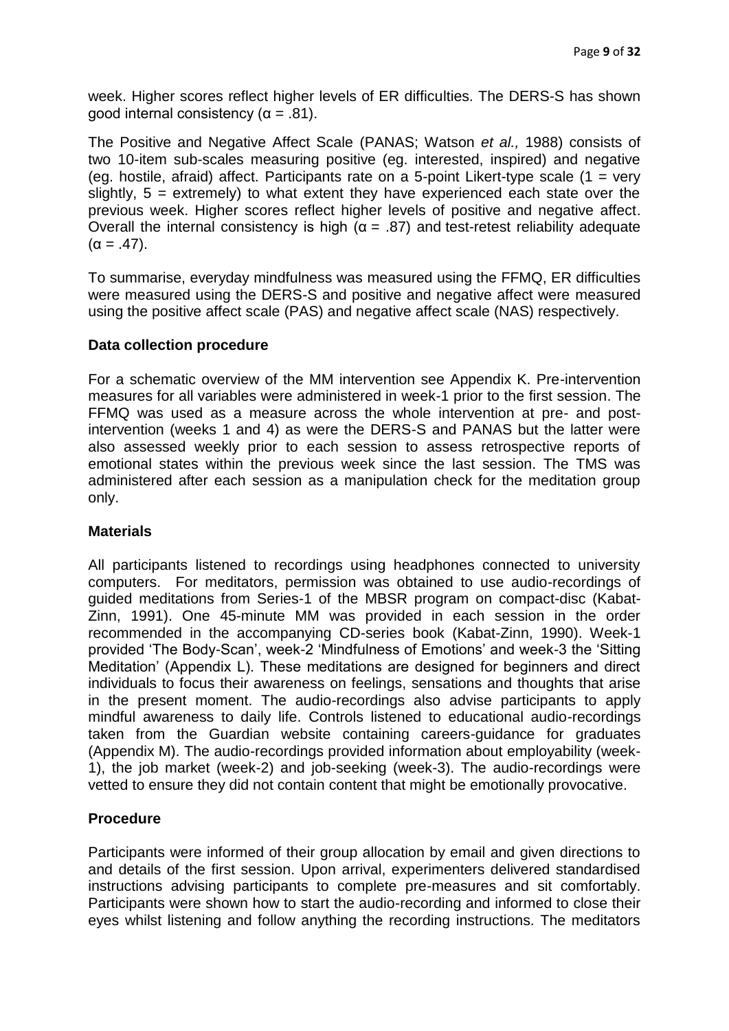week. Higher scores reflect higher levels of ER difficulties. The DERS-S has shown good internal consistency ($\alpha = .81$).

The Positive and Negative Affect Scale (PANAS; Watson *et al.,* 1988) consists of two 10-item sub-scales measuring positive (eg. interested, inspired) and negative (eg. hostile, afraid) affect. Participants rate on a 5-point Likert-type scale (1 = very slightly, 5 = extremely) to what extent they have experienced each state over the previous week. Higher scores reflect higher levels of positive and negative affect. Overall the internal consistency is high ($\alpha = .87$) and test-retest reliability adequate ($\alpha = .47$).

To summarise, everyday mindfulness was measured using the FFMQ, ER difficulties were measured using the DERS-S and positive and negative affect were measured using the positive affect scale (PAS) and negative affect scale (NAS) respectively.

**Data collection procedure**

For a schematic overview of the MM intervention see Appendix K. Pre-intervention measures for all variables were administered in week-1 prior to the first session. The FFMQ was used as a measure across the whole intervention at pre- and post-intervention (weeks 1 and 4) as were the DERS-S and PANAS but the latter were also assessed weekly prior to each session to assess retrospective reports of emotional states within the previous week since the last session. The TMS was administered after each session as a manipulation check for the meditation group only.

**Materials**

All participants listened to recordings using headphones connected to university computers. For meditators, permission was obtained to use audio-recordings of guided meditations from Series-1 of the MBSR program on compact-disc (Kabat-Zinn, 1991). One 45-minute MM was provided in each session in the order recommended in the accompanying CD-series book (Kabat-Zinn, 1990). Week-1 provided 'The Body-Scan', week-2 'Mindfulness of Emotions' and week-3 the 'Sitting Meditation' (Appendix L). These meditations are designed for beginners and direct individuals to focus their awareness on feelings, sensations and thoughts that arise in the present moment. The audio-recordings also advise participants to apply mindful awareness to daily life. Controls listened to educational audio-recordings taken from the Guardian website containing careers-guidance for graduates (Appendix M). The audio-recordings provided information about employability (week-1), the job market (week-2) and job-seeking (week-3). The audio-recordings were vetted to ensure they did not contain content that might be emotionally provocative.

**Procedure**

Participants were informed of their group allocation by email and given directions to and details of the first session. Upon arrival, experimenters delivered standardised instructions advising participants to complete pre-measures and sit comfortably. Participants were shown how to start the audio-recording and informed to close their eyes whilst listening and follow anything the recording instructions. The meditators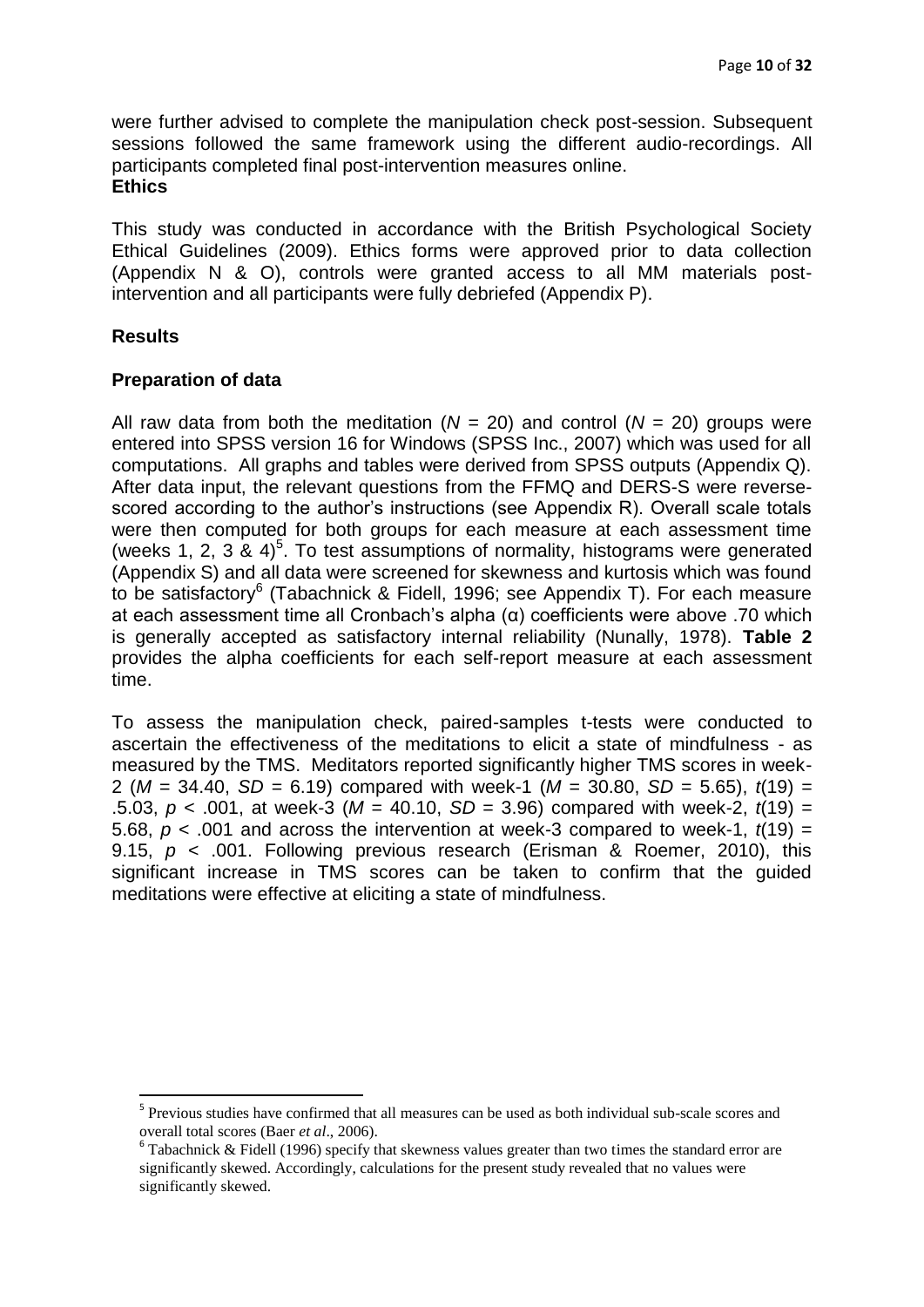were further advised to complete the manipulation check post-session. Subsequent sessions followed the same framework using the different audio-recordings. All participants completed final post-intervention measures online.

**Ethics**

This study was conducted in accordance with the British Psychological Society Ethical Guidelines (2009). Ethics forms were approved prior to data collection (Appendix N & O), controls were granted access to all MM materials post-intervention and all participants were fully debriefed (Appendix P).

## Results

### Preparation of data

All raw data from both the meditation ($N$ = 20) and control ($N$ = 20) groups were entered into SPSS version 16 for Windows (SPSS Inc., 2007) which was used for all computations. All graphs and tables were derived from SPSS outputs (Appendix Q). After data input, the relevant questions from the FFMQ and DERS-S were reverse-scored according to the author's instructions (see Appendix R). Overall scale totals were then computed for both groups for each measure at each assessment time (weeks 1, 2, 3 & 4)[5]. To test assumptions of normality, histograms were generated (Appendix S) and all data were screened for skewness and kurtosis which was found to be satisfactory[6] (Tabachnick & Fidell, 1996; see Appendix T). For each measure at each assessment time all Cronbach's alpha (α) coefficients were above .70 which is generally accepted as satisfactory internal reliability (Nunally, 1978). **Table 2** provides the alpha coefficients for each self-report measure at each assessment time.

To assess the manipulation check, paired-samples t-tests were conducted to ascertain the effectiveness of the meditations to elicit a state of mindfulness - as measured by the TMS. Meditators reported significantly higher TMS scores in week-2 ($M$ = 34.40, $SD$ = 6.19) compared with week-1 ($M$ = 30.80, $SD$ = 5.65), $t(19)$ = .5.03, $p$ < .001, at week-3 ($M$ = 40.10, $SD$ = 3.96) compared with week-2, $t(19)$ = 5.68, $p$ < .001 and across the intervention at week-3 compared to week-1, $t(19)$ = 9.15, $p$ < .001. Following previous research (Erisman & Roemer, 2010), this significant increase in TMS scores can be taken to confirm that the guided meditations were effective at eliciting a state of mindfulness.

---

[5] Previous studies have confirmed that all measures can be used as both individual sub-scale scores and overall total scores (Baer *et al*., 2006).

[6] Tabachnick & Fidell (1996) specify that skewness values greater than two times the standard error are significantly skewed. Accordingly, calculations for the present study revealed that no values were significantly skewed.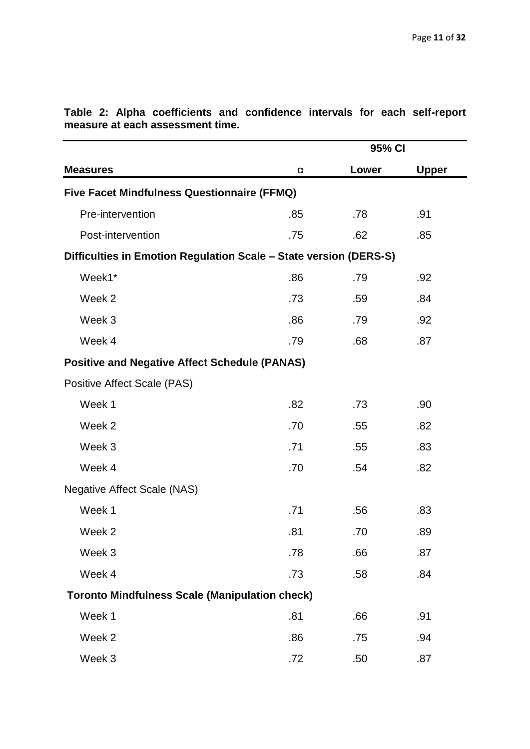**Table 2: Alpha coefficients and confidence intervals for each self-report measure at each assessment time.**

| | | 95% CI | |
|---|---|---|---|
| **Measures** | α | **Lower** | **Upper** |
| **Five Facet Mindfulness Questionnaire (FFMQ)** | | | |
| Pre-intervention | .85 | .78 | .91 |
| Post-intervention | .75 | .62 | .85 |
| **Difficulties in Emotion Regulation Scale – State version (DERS-S)** | | | |
| Week1* | .86 | .79 | .92 |
| Week 2 | .73 | .59 | .84 |
| Week 3 | .86 | .79 | .92 |
| Week 4 | .79 | .68 | .87 |
| **Positive and Negative Affect Schedule (PANAS)** | | | |
| Positive Affect Scale (PAS) | | | |
| Week 1 | .82 | .73 | .90 |
| Week 2 | .70 | .55 | .82 |
| Week 3 | .71 | .55 | .83 |
| Week 4 | .70 | .54 | .82 |
| Negative Affect Scale (NAS) | | | |
| Week 1 | .71 | .56 | .83 |
| Week 2 | .81 | .70 | .89 |
| Week 3 | .78 | .66 | .87 |
| Week 4 | .73 | .58 | .84 |
| **Toronto Mindfulness Scale (Manipulation check)** | | | |
| Week 1 | .81 | .66 | .91 |
| Week 2 | .86 | .75 | .94 |
| Week 3 | .72 | .50 | .87 |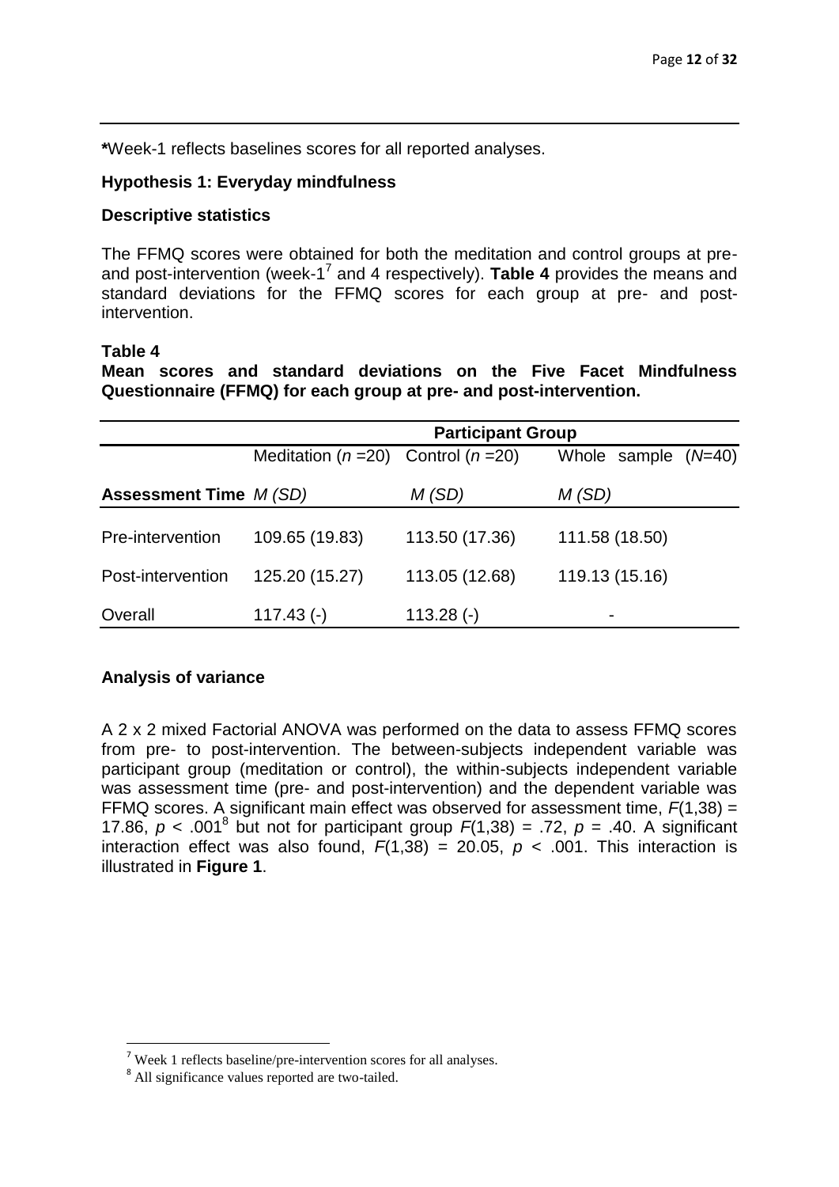**\***Week-1 reflects baselines scores for all reported analyses.

### Hypothesis 1: Everyday mindfulness

#### Descriptive statistics

The FFMQ scores were obtained for both the meditation and control groups at pre- and post-intervention (week-1[7] and 4 respectively). **Table 4** provides the means and standard deviations for the FFMQ scores for each group at pre- and post-intervention.

**Table 4**

**Mean scores and standard deviations on the Five Facet Mindfulness Questionnaire (FFMQ) for each group at pre- and post-intervention.**

| | Participant Group | | |
|---|---|---|---|
| | Meditation ($n$ =20) | Control ($n$ =20) | Whole sample ($N$=40) |
| **Assessment Time** | *M (SD)* | *M (SD)* | *M (SD)* |
| Pre-intervention | 109.65 (19.83) | 113.50 (17.36) | 111.58 (18.50) |
| Post-intervention | 125.20 (15.27) | 113.05 (12.68) | 119.13 (15.16) |
| Overall | 117.43 (-) | 113.28 (-) | - |

#### Analysis of variance

A 2 x 2 mixed Factorial ANOVA was performed on the data to assess FFMQ scores from pre- to post-intervention. The between-subjects independent variable was participant group (meditation or control), the within-subjects independent variable was assessment time (pre- and post-intervention) and the dependent variable was FFMQ scores. A significant main effect was observed for assessment time, $F(1,38) = 17.86$, $p < .001$[8] but not for participant group $F(1,38) = .72$, $p = .40$. A significant interaction effect was also found, $F(1,38) = 20.05$, $p < .001$. This interaction is illustrated in **Figure 1**.

---

[7] Week 1 reflects baseline/pre-intervention scores for all analyses.

[8] All significance values reported are two-tailed.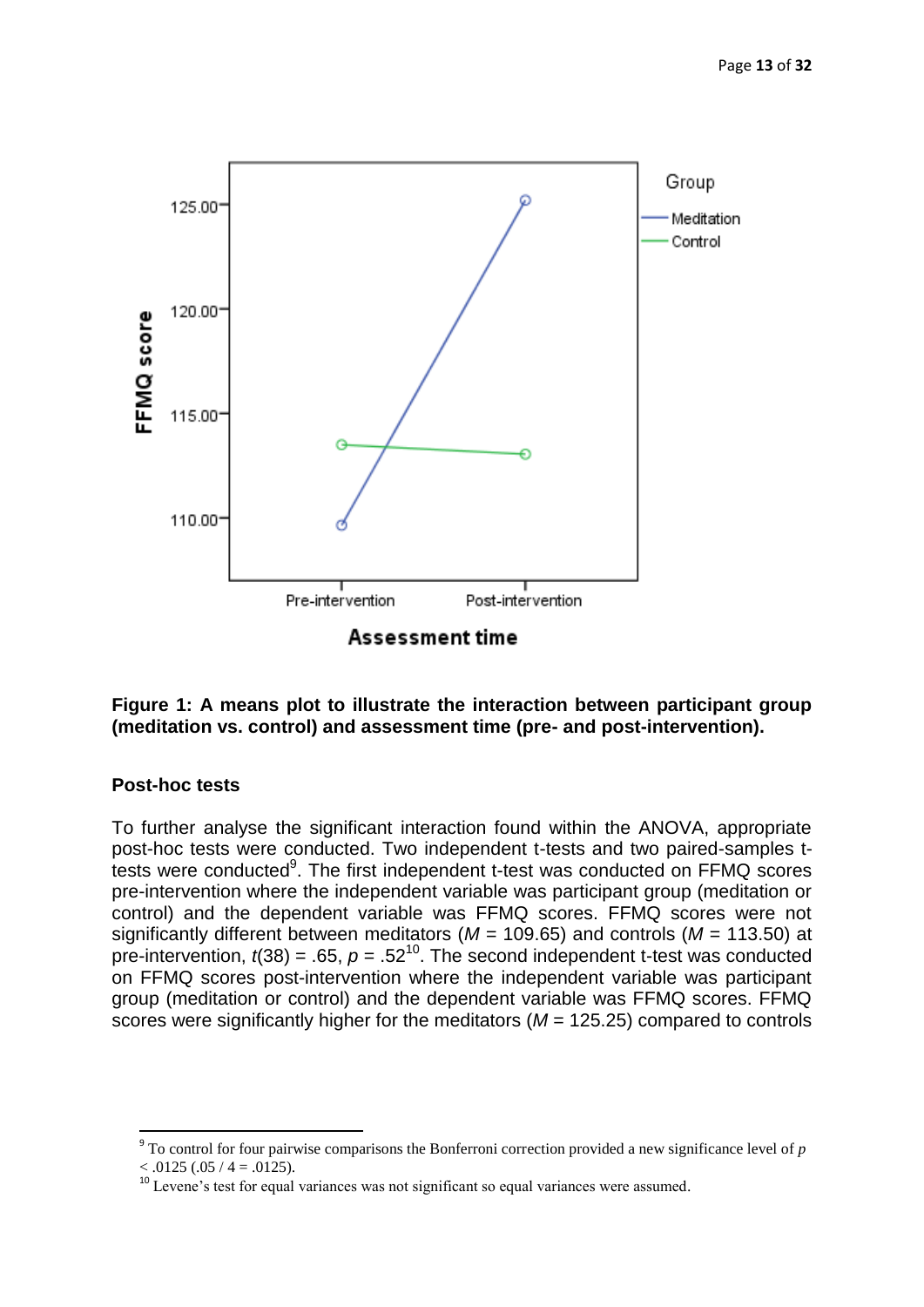**Figure 1: A means plot to illustrate the interaction between participant group (meditation vs. control) and assessment time (pre- and post-intervention).**

**Post-hoc tests**

To further analyse the significant interaction found within the ANOVA, appropriate post-hoc tests were conducted. Two independent t-tests and two paired-samples t-tests were conducted[9]. The first independent t-test was conducted on FFMQ scores pre-intervention where the independent variable was participant group (meditation or control) and the dependent variable was FFMQ scores. FFMQ scores were not significantly different between meditators ($M$ = 109.65) and controls ($M$ = 113.50) at pre-intervention, $t(38) = .65$, $p = .52$[10]. The second independent t-test was conducted on FFMQ scores post-intervention where the independent variable was participant group (meditation or control) and the dependent variable was FFMQ scores. FFMQ scores were significantly higher for the meditators ($M$ = 125.25) compared to controls

---

[9] To control for four pairwise comparisons the Bonferroni correction provided a new significance level of $p < .0125$ (.05 / 4 = .0125).

[10] Levene's test for equal variances was not significant so equal variances were assumed.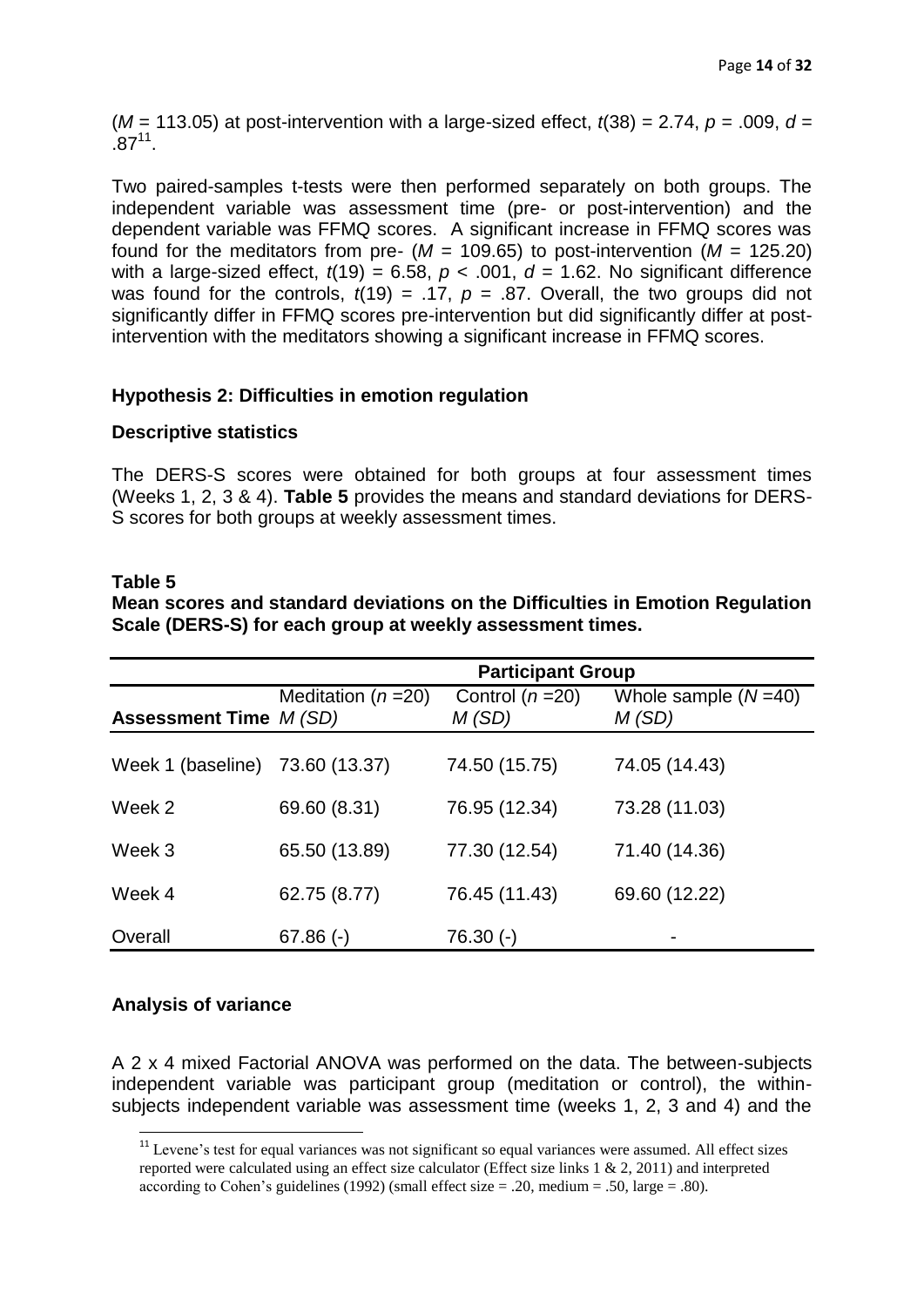($M$ = 113.05) at post-intervention with a large-sized effect, $t(38) = 2.74$, $p = .009$, $d = .87$[11].

Two paired-samples t-tests were then performed separately on both groups. The independent variable was assessment time (pre- or post-intervention) and the dependent variable was FFMQ scores. A significant increase in FFMQ scores was found for the meditators from pre- ($M$ = 109.65) to post-intervention ($M$ = 125.20) with a large-sized effect, $t(19) = 6.58$, $p < .001$, $d = 1.62$. No significant difference was found for the controls, $t(19) = .17$, $p = .87$. Overall, the two groups did not significantly differ in FFMQ scores pre-intervention but did significantly differ at post-intervention with the meditators showing a significant increase in FFMQ scores.

### Hypothesis 2: Difficulties in emotion regulation

### Descriptive statistics

The DERS-S scores were obtained for both groups at four assessment times (Weeks 1, 2, 3 & 4). **Table 5** provides the means and standard deviations for DERS-S scores for both groups at weekly assessment times.

**Table 5**

**Mean scores and standard deviations on the Difficulties in Emotion Regulation Scale (DERS-S) for each group at weekly assessment times.**

| | **Participant Group** | | |
|---|---|---|---|
| **Assessment Time** | Meditation ($n$ =20) *M (SD)* | Control ($n$ =20) *M (SD)* | Whole sample ($N$ =40) *M (SD)* |
| Week 1 (baseline) | 73.60 (13.37) | 74.50 (15.75) | 74.05 (14.43) |
| Week 2 | 69.60 (8.31) | 76.95 (12.34) | 73.28 (11.03) |
| Week 3 | 65.50 (13.89) | 77.30 (12.54) | 71.40 (14.36) |
| Week 4 | 62.75 (8.77) | 76.45 (11.43) | 69.60 (12.22) |
| Overall | 67.86 (-) | 76.30 (-) | - |

### Analysis of variance

A 2 x 4 mixed Factorial ANOVA was performed on the data. The between-subjects independent variable was participant group (meditation or control), the within-subjects independent variable was assessment time (weeks 1, 2, 3 and 4) and the

[11] Levene's test for equal variances was not significant so equal variances were assumed. All effect sizes reported were calculated using an effect size calculator (Effect size links 1 & 2, 2011) and interpreted according to Cohen's guidelines (1992) (small effect size = .20, medium = .50, large = .80).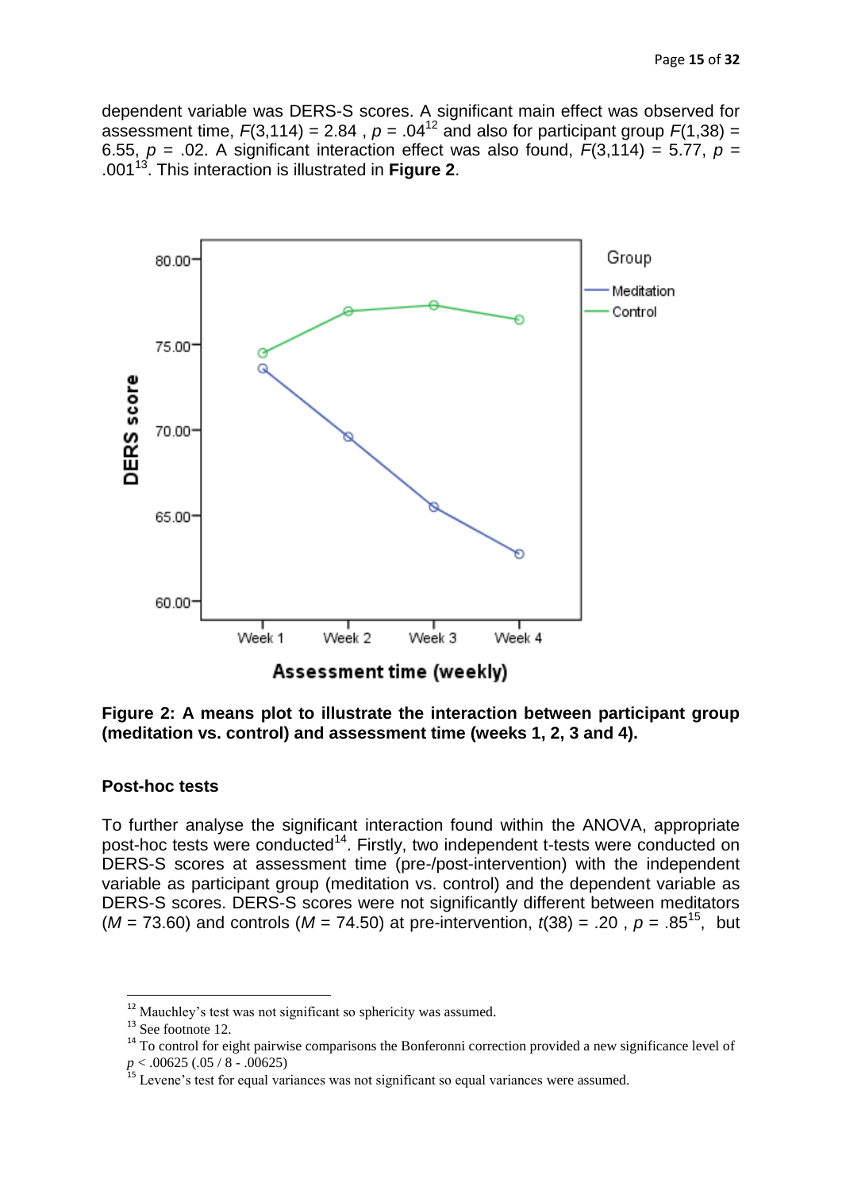dependent variable was DERS-S scores. A significant main effect was observed for assessment time, $F(3,114) = 2.84$ , $p = .04$[12] and also for participant group $F(1,38) = 6.55$, $p = .02$. A significant interaction effect was also found, $F(3,114) = 5.77$, $p = .001$[13]. This interaction is illustrated in **Figure 2**.

**Figure 2: A means plot to illustrate the interaction between participant group (meditation vs. control) and assessment time (weeks 1, 2, 3 and 4).**

### Post-hoc tests

To further analyse the significant interaction found within the ANOVA, appropriate post-hoc tests were conducted[14]. Firstly, two independent t-tests were conducted on DERS-S scores at assessment time (pre-/post-intervention) with the independent variable as participant group (meditation vs. control) and the dependent variable as DERS-S scores. DERS-S scores were not significantly different between meditators ($M = 73.60$) and controls ($M = 74.50$) at pre-intervention, $t(38) = .20$ , $p = .85$[15], but

---

[12] Mauchley's test was not significant so sphericity was assumed.

[13] See footnote 12.

[14] To control for eight pairwise comparisons the Bonferonni correction provided a new significance level of $p < .00625$ (.05 / 8 - .00625)

[15] Levene's test for equal variances was not significant so equal variances were assumed.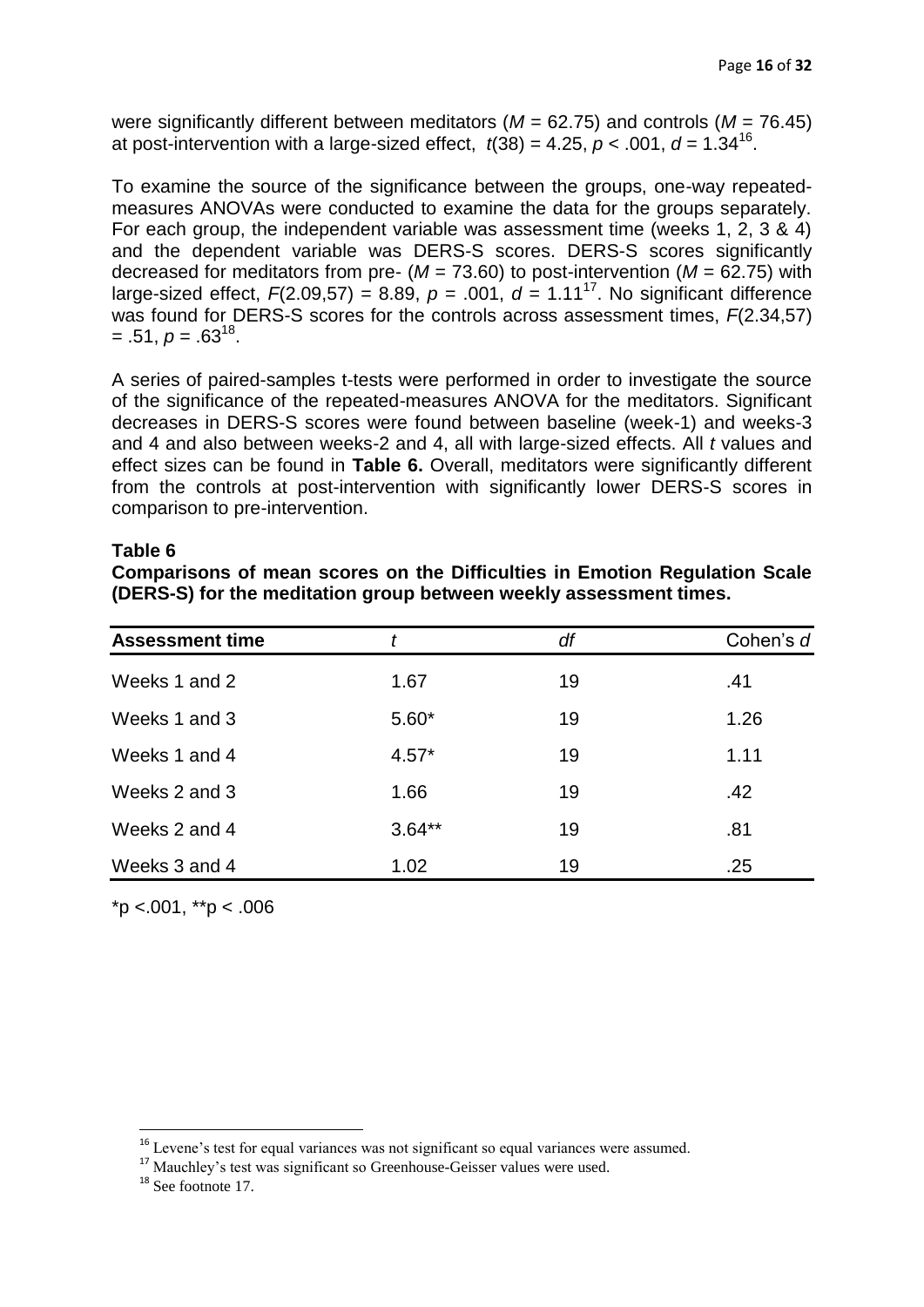were significantly different between meditators ($M$ = 62.75) and controls ($M$ = 76.45) at post-intervention with a large-sized effect, $t(38) = 4.25$, $p < .001$, $d = 1.34$[16].

To examine the source of the significance between the groups, one-way repeated-measures ANOVAs were conducted to examine the data for the groups separately. For each group, the independent variable was assessment time (weeks 1, 2, 3 & 4) and the dependent variable was DERS-S scores. DERS-S scores significantly decreased for meditators from pre- ($M$ = 73.60) to post-intervention ($M$ = 62.75) with large-sized effect, $F(2.09,57) = 8.89$, $p = .001$, $d = 1.11$[17]. No significant difference was found for DERS-S scores for the controls across assessment times, $F(2.34,57) = .51$, $p = .63$[18].

A series of paired-samples t-tests were performed in order to investigate the source of the significance of the repeated-measures ANOVA for the meditators. Significant decreases in DERS-S scores were found between baseline (week-1) and weeks-3 and 4 and also between weeks-2 and 4, all with large-sized effects. All *t* values and effect sizes can be found in **Table 6.** Overall, meditators were significantly different from the controls at post-intervention with significantly lower DERS-S scores in comparison to pre-intervention.

**Table 6**

**Comparisons of mean scores on the Difficulties in Emotion Regulation Scale (DERS-S) for the meditation group between weekly assessment times.**

| **Assessment time** | *t* | *df* | Cohen's *d* |
|---|---|---|---|
| Weeks 1 and 2 | 1.67 | 19 | .41 |
| Weeks 1 and 3 | 5.60* | 19 | 1.26 |
| Weeks 1 and 4 | 4.57* | 19 | 1.11 |
| Weeks 2 and 3 | 1.66 | 19 | .42 |
| Weeks 2 and 4 | 3.64** | 19 | .81 |
| Weeks 3 and 4 | 1.02 | 19 | .25 |

*p <.001, **p < .006

[16] Levene's test for equal variances was not significant so equal variances were assumed.

[17] Mauchley's test was significant so Greenhouse-Geisser values were used.

[18] See footnote 17.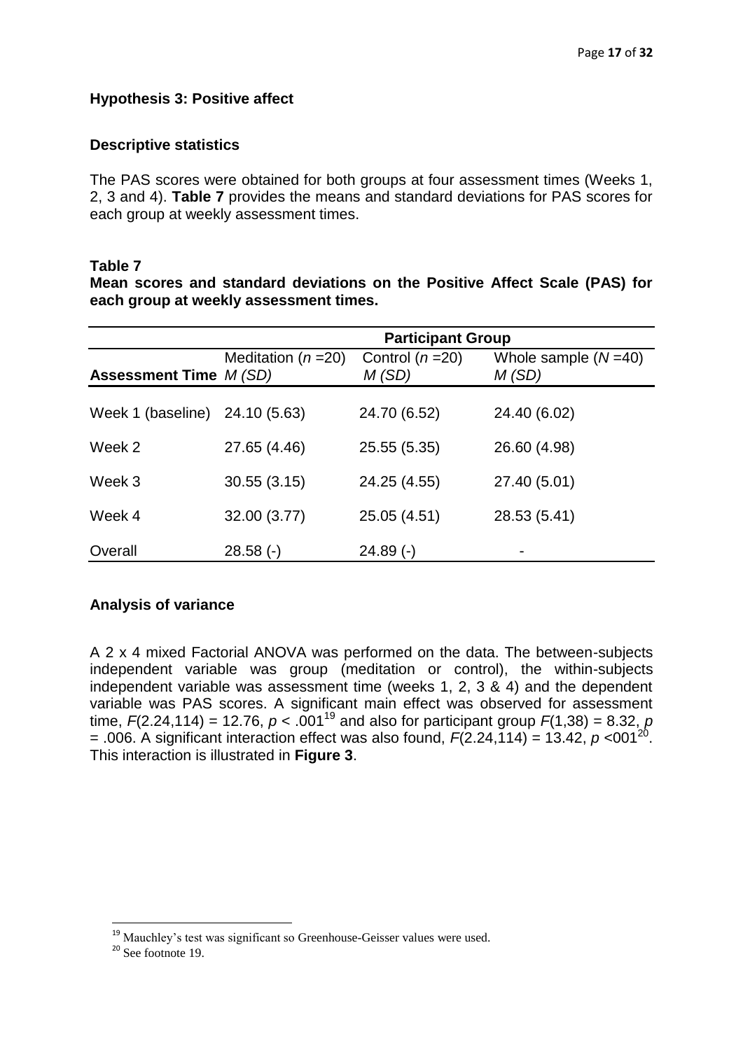## Hypothesis 3: Positive affect

### Descriptive statistics

The PAS scores were obtained for both groups at four assessment times (Weeks 1, 2, 3 and 4). **Table 7** provides the means and standard deviations for PAS scores for each group at weekly assessment times.

**Table 7**

**Mean scores and standard deviations on the Positive Affect Scale (PAS) for each group at weekly assessment times.**

| | Participant Group | | |
|---|---|---|---|
| **Assessment Time** | Meditation ($n$ =20) *M (SD)* | Control ($n$ =20) *M (SD)* | Whole sample ($N$ =40) *M (SD)* |
| Week 1 (baseline) | 24.10 (5.63) | 24.70 (6.52) | 24.40 (6.02) |
| Week 2 | 27.65 (4.46) | 25.55 (5.35) | 26.60 (4.98) |
| Week 3 | 30.55 (3.15) | 24.25 (4.55) | 27.40 (5.01) |
| Week 4 | 32.00 (3.77) | 25.05 (4.51) | 28.53 (5.41) |
| Overall | 28.58 (-) | 24.89 (-) | - |

### Analysis of variance

A 2 x 4 mixed Factorial ANOVA was performed on the data. The between-subjects independent variable was group (meditation or control), the within-subjects independent variable was assessment time (weeks 1, 2, 3 & 4) and the dependent variable was PAS scores. A significant main effect was observed for assessment time, $F(2.24,114) = 12.76$, $p < .001$[19] and also for participant group $F(1,38) = 8.32$, $p = .006$. A significant interaction effect was also found, $F(2.24,114) = 13.42$, $p <001$[20]. This interaction is illustrated in **Figure 3**.

[19] Mauchley's test was significant so Greenhouse-Geisser values were used.

[20] See footnote 19.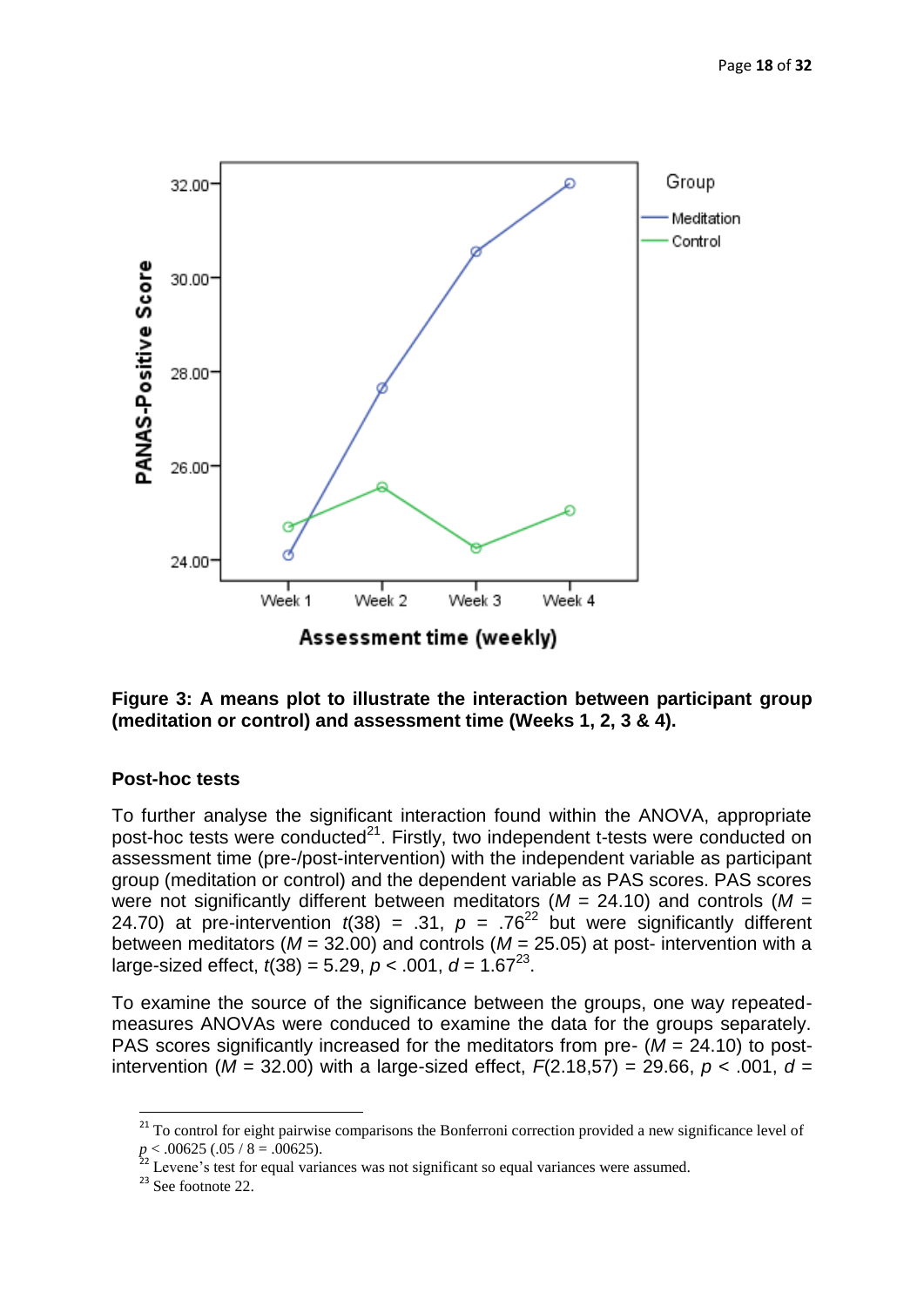**Figure 3: A means plot to illustrate the interaction between participant group (meditation or control) and assessment time (Weeks 1, 2, 3 & 4).**

### Post-hoc tests

To further analyse the significant interaction found within the ANOVA, appropriate post-hoc tests were conducted[21]. Firstly, two independent t-tests were conducted on assessment time (pre-/post-intervention) with the independent variable as participant group (meditation or control) and the dependent variable as PAS scores. PAS scores were not significantly different between meditators ($M$ = 24.10) and controls ($M$ = 24.70) at pre-intervention $t(38) = .31$, $p = .76$[22] but were significantly different between meditators ($M$ = 32.00) and controls ($M$ = 25.05) at post- intervention with a large-sized effect, $t(38) = 5.29$, $p < .001$, $d = 1.67$[23].

To examine the source of the significance between the groups, one way repeated-measures ANOVAs were conduced to examine the data for the groups separately. PAS scores significantly increased for the meditators from pre- ($M$ = 24.10) to post-intervention ($M$ = 32.00) with a large-sized effect, $F(2.18,57) = 29.66$, $p < .001$, $d$ =

---

[21] To control for eight pairwise comparisons the Bonferroni correction provided a new significance level of $p < .00625$ (.05 / 8 = .00625).

[22] Levene's test for equal variances was not significant so equal variances were assumed.

[23] See footnote 22.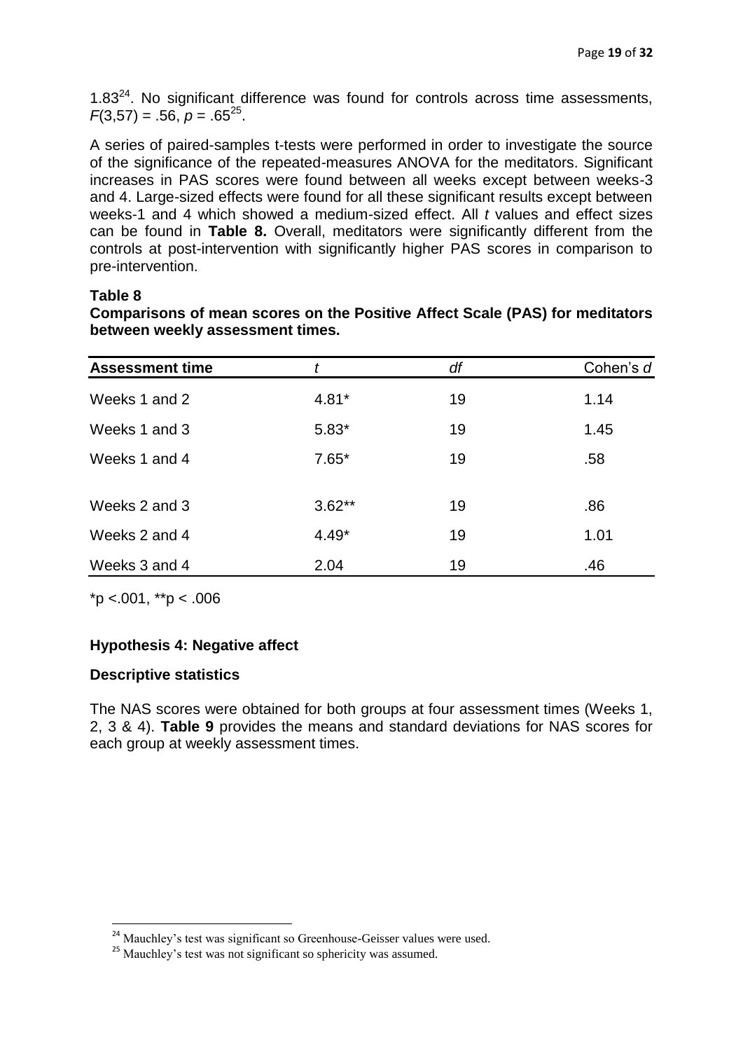1.83[24]. No significant difference was found for controls across time assessments, $F(3,57) = .56$, $p = .65$[25].

A series of paired-samples t-tests were performed in order to investigate the source of the significance of the repeated-measures ANOVA for the meditators. Significant increases in PAS scores were found between all weeks except between weeks-3 and 4. Large-sized effects were found for all these significant results except between weeks-1 and 4 which showed a medium-sized effect. All *t* values and effect sizes can be found in **Table 8.** Overall, meditators were significantly different from the controls at post-intervention with significantly higher PAS scores in comparison to pre-intervention.

**Table 8**

**Comparisons of mean scores on the Positive Affect Scale (PAS) for meditators between weekly assessment times.**

| Assessment time | *t* | *df* | Cohen's *d* |
|---|---|---|---|
| Weeks 1 and 2 | 4.81* | 19 | 1.14 |
| Weeks 1 and 3 | 5.83* | 19 | 1.45 |
| Weeks 1 and 4 | 7.65* | 19 | .58 |
| Weeks 2 and 3 | 3.62** | 19 | .86 |
| Weeks 2 and 4 | 4.49* | 19 | 1.01 |
| Weeks 3 and 4 | 2.04 | 19 | .46 |

*p <.001, **p < .006

### Hypothesis 4: Negative affect

### Descriptive statistics

The NAS scores were obtained for both groups at four assessment times (Weeks 1, 2, 3 & 4). **Table 9** provides the means and standard deviations for NAS scores for each group at weekly assessment times.

[24] Mauchley's test was significant so Greenhouse-Geisser values were used.

[25] Mauchley's test was not significant so sphericity was assumed.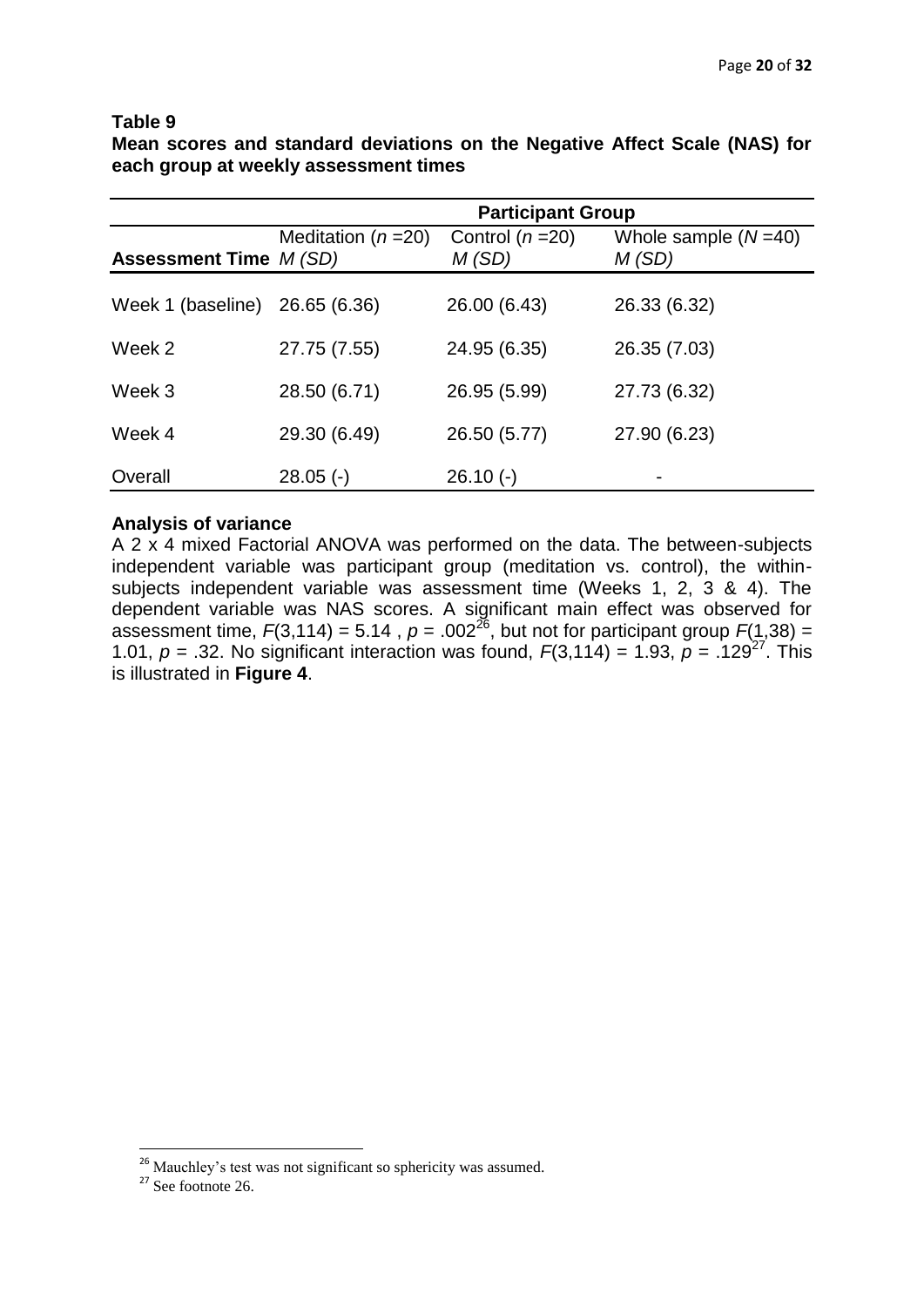**Table 9**

**Mean scores and standard deviations on the Negative Affect Scale (NAS) for each group at weekly assessment times**

| | Participant Group | | |
|---|---|---|---|
| **Assessment Time** | Meditation ($n$ =20) $M$ ($SD$) | Control ($n$ =20) $M$ ($SD$) | Whole sample ($N$ =40) $M$ ($SD$) |
| Week 1 (baseline) | 26.65 (6.36) | 26.00 (6.43) | 26.33 (6.32) |
| Week 2 | 27.75 (7.55) | 24.95 (6.35) | 26.35 (7.03) |
| Week 3 | 28.50 (6.71) | 26.95 (5.99) | 27.73 (6.32) |
| Week 4 | 29.30 (6.49) | 26.50 (5.77) | 27.90 (6.23) |
| Overall | 28.05 (-) | 26.10 (-) | - |

**Analysis of variance**

A 2 x 4 mixed Factorial ANOVA was performed on the data. The between-subjects independent variable was participant group (meditation vs. control), the within-subjects independent variable was assessment time (Weeks 1, 2, 3 & 4). The dependent variable was NAS scores. A significant main effect was observed for assessment time, $F(3,114) = 5.14$ , $p = .002$[26], but not for participant group $F(1,38) = 1.01$, $p = .32$. No significant interaction was found, $F(3,114) = 1.93$, $p = .129$[27]. This is illustrated in **Figure 4**.

[26] Mauchley's test was not significant so sphericity was assumed.

[27] See footnote 26.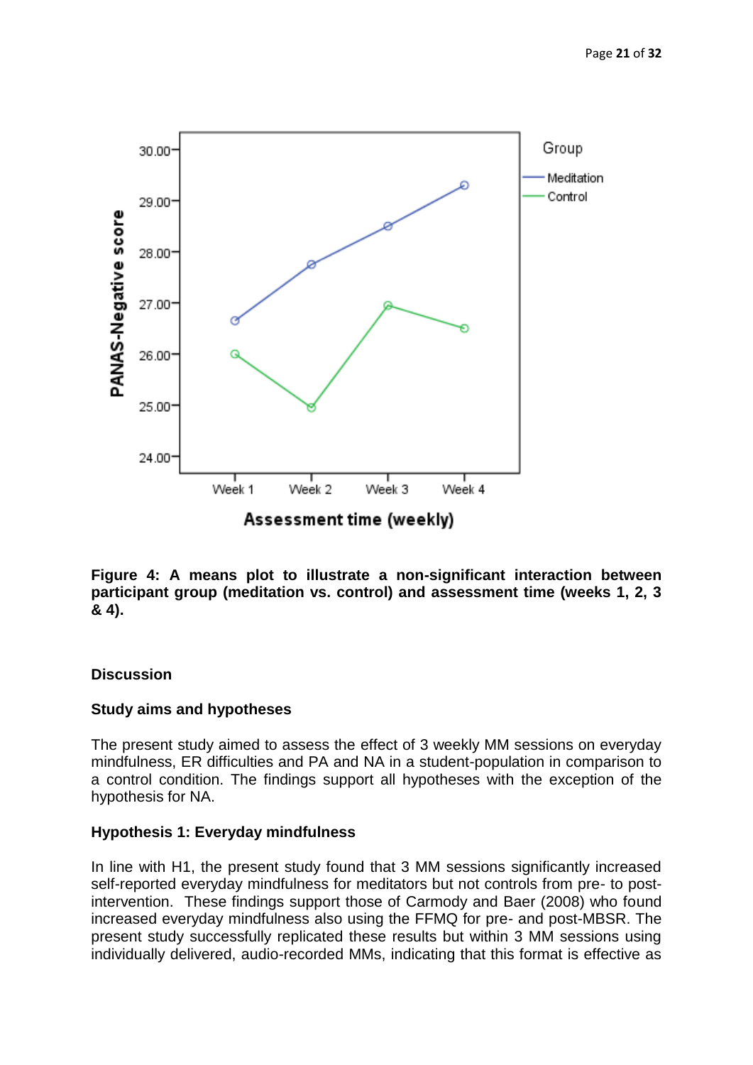**Figure 4: A means plot to illustrate a non-significant interaction between participant group (meditation vs. control) and assessment time (weeks 1, 2, 3 & 4).**

## Discussion

### Study aims and hypotheses

The present study aimed to assess the effect of 3 weekly MM sessions on everyday mindfulness, ER difficulties and PA and NA in a student-population in comparison to a control condition. The findings support all hypotheses with the exception of the hypothesis for NA.

### Hypothesis 1: Everyday mindfulness

In line with H1, the present study found that 3 MM sessions significantly increased self-reported everyday mindfulness for meditators but not controls from pre- to post-intervention. These findings support those of Carmody and Baer (2008) who found increased everyday mindfulness also using the FFMQ for pre- and post-MBSR. The present study successfully replicated these results but within 3 MM sessions using individually delivered, audio-recorded MMs, indicating that this format is effective as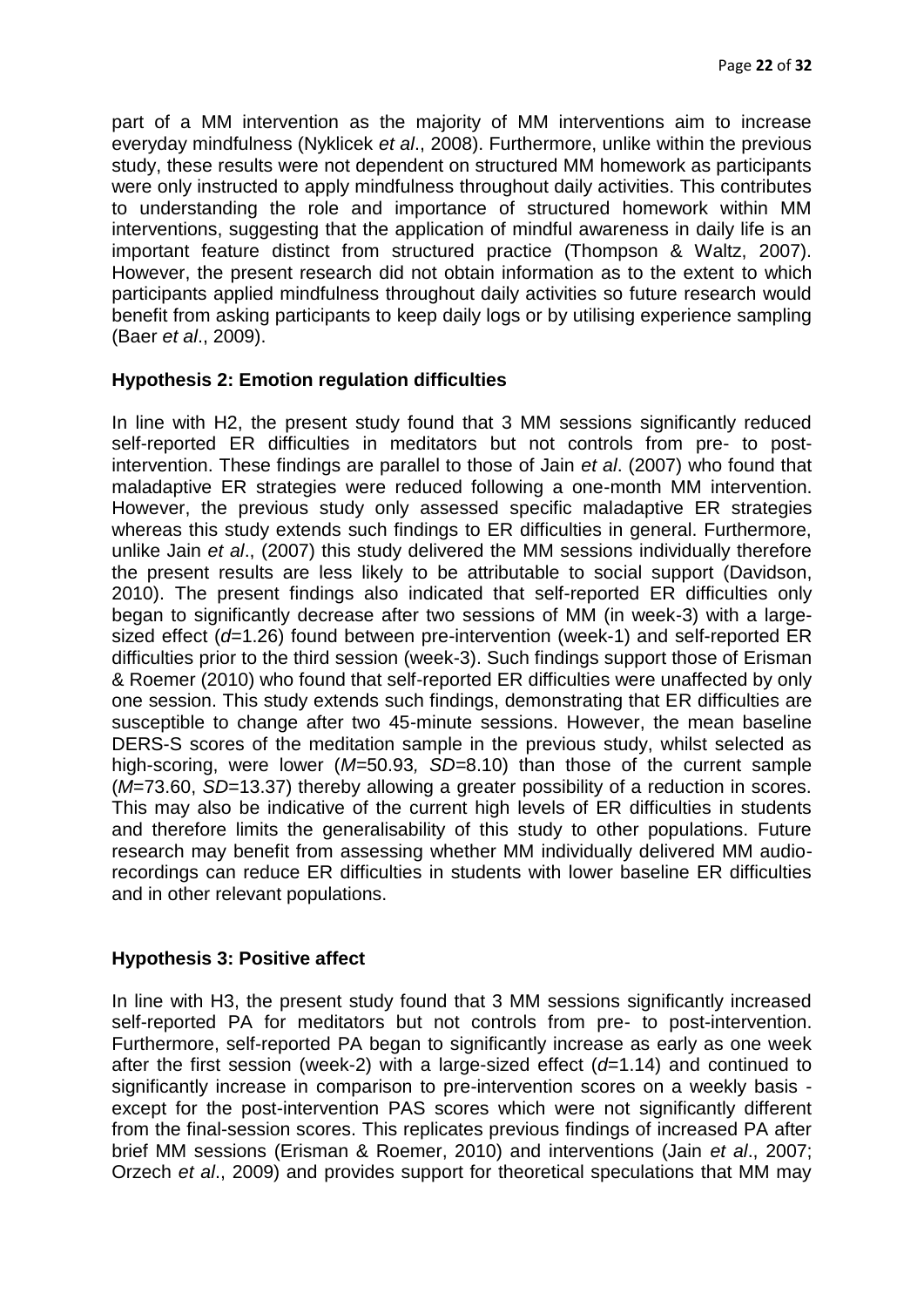part of a MM intervention as the majority of MM interventions aim to increase everyday mindfulness (Nyklicek *et al*., 2008). Furthermore, unlike within the previous study, these results were not dependent on structured MM homework as participants were only instructed to apply mindfulness throughout daily activities. This contributes to understanding the role and importance of structured homework within MM interventions, suggesting that the application of mindful awareness in daily life is an important feature distinct from structured practice (Thompson & Waltz, 2007). However, the present research did not obtain information as to the extent to which participants applied mindfulness throughout daily activities so future research would benefit from asking participants to keep daily logs or by utilising experience sampling (Baer *et al*., 2009).

### Hypothesis 2: Emotion regulation difficulties

In line with H2, the present study found that 3 MM sessions significantly reduced self-reported ER difficulties in meditators but not controls from pre- to post-intervention. These findings are parallel to those of Jain *et al*. (2007) who found that maladaptive ER strategies were reduced following a one-month MM intervention. However, the previous study only assessed specific maladaptive ER strategies whereas this study extends such findings to ER difficulties in general. Furthermore, unlike Jain *et al*., (2007) this study delivered the MM sessions individually therefore the present results are less likely to be attributable to social support (Davidson, 2010). The present findings also indicated that self-reported ER difficulties only began to significantly decrease after two sessions of MM (in week-3) with a large-sized effect ($d$=1.26) found between pre-intervention (week-1) and self-reported ER difficulties prior to the third session (week-3). Such findings support those of Erisman & Roemer (2010) who found that self-reported ER difficulties were unaffected by only one session. This study extends such findings, demonstrating that ER difficulties are susceptible to change after two 45-minute sessions. However, the mean baseline DERS-S scores of the meditation sample in the previous study, whilst selected as high-scoring, were lower ($M$=50.93, $SD$=8.10) than those of the current sample ($M$=73.60, $SD$=13.37) thereby allowing a greater possibility of a reduction in scores. This may also be indicative of the current high levels of ER difficulties in students and therefore limits the generalisability of this study to other populations. Future research may benefit from assessing whether MM individually delivered MM audio-recordings can reduce ER difficulties in students with lower baseline ER difficulties and in other relevant populations.

### Hypothesis 3: Positive affect

In line with H3, the present study found that 3 MM sessions significantly increased self-reported PA for meditators but not controls from pre- to post-intervention. Furthermore, self-reported PA began to significantly increase as early as one week after the first session (week-2) with a large-sized effect ($d$=1.14) and continued to significantly increase in comparison to pre-intervention scores on a weekly basis - except for the post-intervention PAS scores which were not significantly different from the final-session scores. This replicates previous findings of increased PA after brief MM sessions (Erisman & Roemer, 2010) and interventions (Jain *et al*., 2007; Orzech *et al*., 2009) and provides support for theoretical speculations that MM may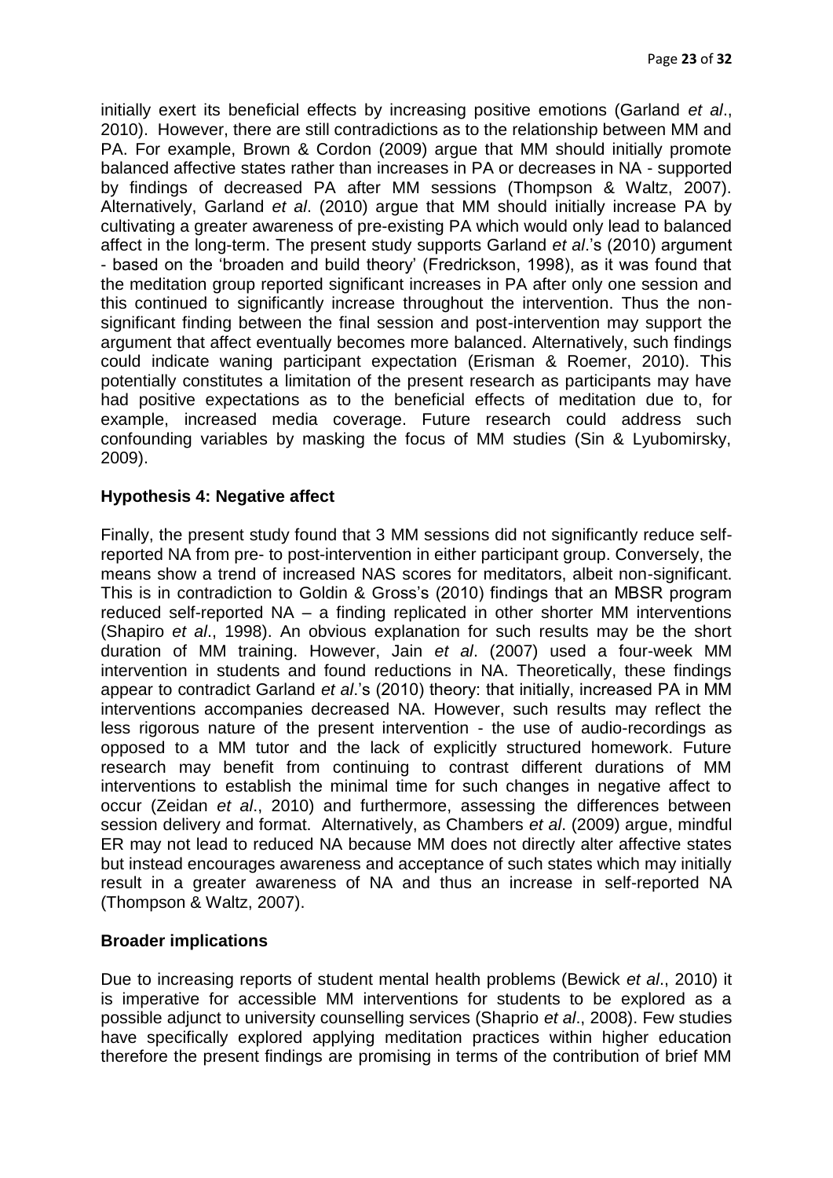initially exert its beneficial effects by increasing positive emotions (Garland *et al*., 2010). However, there are still contradictions as to the relationship between MM and PA. For example, Brown & Cordon (2009) argue that MM should initially promote balanced affective states rather than increases in PA or decreases in NA - supported by findings of decreased PA after MM sessions (Thompson & Waltz, 2007). Alternatively, Garland *et al*. (2010) argue that MM should initially increase PA by cultivating a greater awareness of pre-existing PA which would only lead to balanced affect in the long-term. The present study supports Garland *et al*.'s (2010) argument - based on the 'broaden and build theory' (Fredrickson, 1998), as it was found that the meditation group reported significant increases in PA after only one session and this continued to significantly increase throughout the intervention. Thus the non-significant finding between the final session and post-intervention may support the argument that affect eventually becomes more balanced. Alternatively, such findings could indicate waning participant expectation (Erisman & Roemer, 2010). This potentially constitutes a limitation of the present research as participants may have had positive expectations as to the beneficial effects of meditation due to, for example, increased media coverage. Future research could address such confounding variables by masking the focus of MM studies (Sin & Lyubomirsky, 2009).

### Hypothesis 4: Negative affect

Finally, the present study found that 3 MM sessions did not significantly reduce self-reported NA from pre- to post-intervention in either participant group. Conversely, the means show a trend of increased NAS scores for meditators, albeit non-significant. This is in contradiction to Goldin & Gross's (2010) findings that an MBSR program reduced self-reported NA – a finding replicated in other shorter MM interventions (Shapiro *et al*., 1998). An obvious explanation for such results may be the short duration of MM training. However, Jain *et al*. (2007) used a four-week MM intervention in students and found reductions in NA. Theoretically, these findings appear to contradict Garland *et al*.'s (2010) theory: that initially, increased PA in MM interventions accompanies decreased NA. However, such results may reflect the less rigorous nature of the present intervention - the use of audio-recordings as opposed to a MM tutor and the lack of explicitly structured homework. Future research may benefit from continuing to contrast different durations of MM interventions to establish the minimal time for such changes in negative affect to occur (Zeidan *et al*., 2010) and furthermore, assessing the differences between session delivery and format. Alternatively, as Chambers *et al*. (2009) argue, mindful ER may not lead to reduced NA because MM does not directly alter affective states but instead encourages awareness and acceptance of such states which may initially result in a greater awareness of NA and thus an increase in self-reported NA (Thompson & Waltz, 2007).

### Broader implications

Due to increasing reports of student mental health problems (Bewick *et al*., 2010) it is imperative for accessible MM interventions for students to be explored as a possible adjunct to university counselling services (Shaprio *et al*., 2008). Few studies have specifically explored applying meditation practices within higher education therefore the present findings are promising in terms of the contribution of brief MM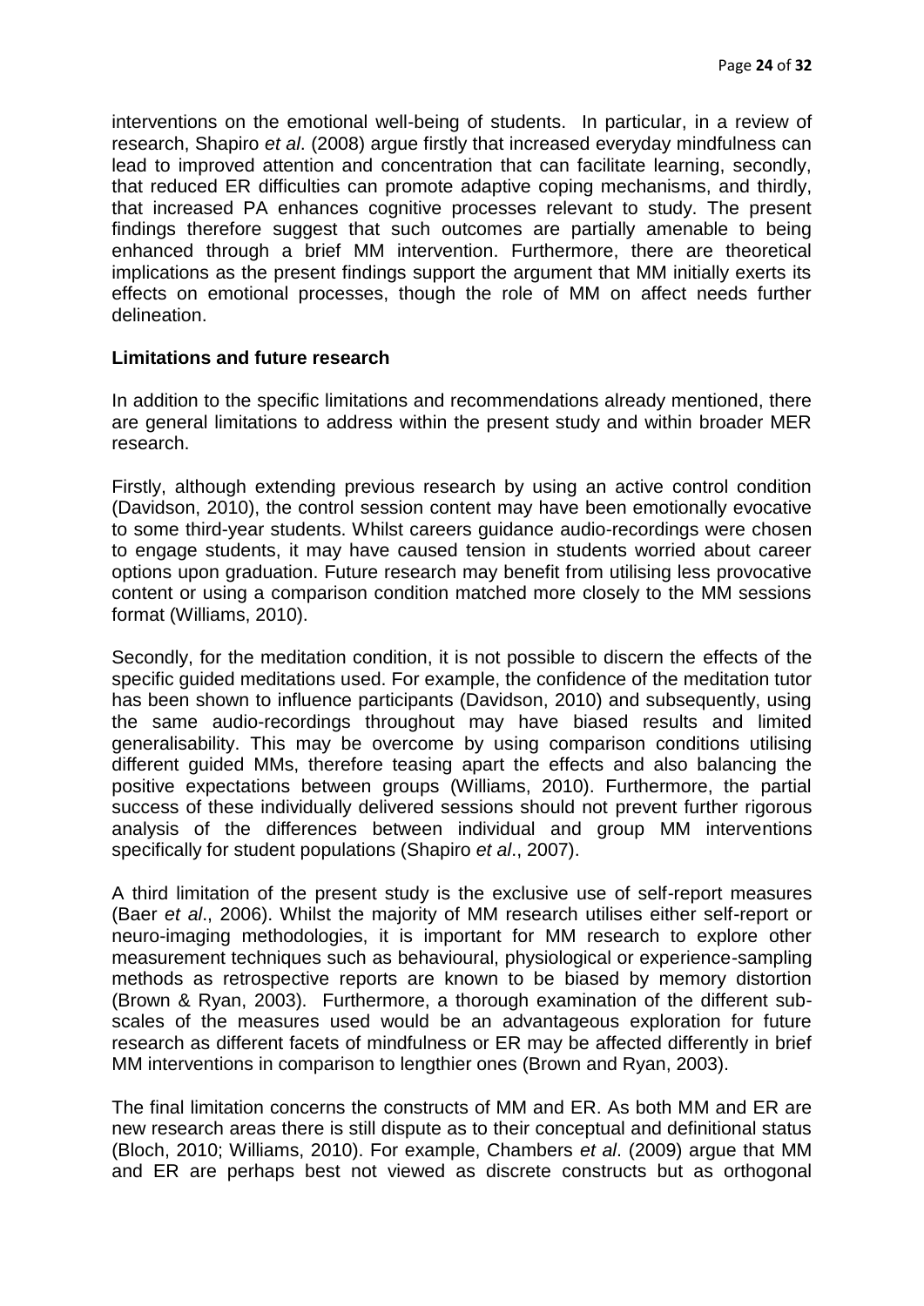interventions on the emotional well-being of students. In particular, in a review of research, Shapiro *et al*. (2008) argue firstly that increased everyday mindfulness can lead to improved attention and concentration that can facilitate learning, secondly, that reduced ER difficulties can promote adaptive coping mechanisms, and thirdly, that increased PA enhances cognitive processes relevant to study. The present findings therefore suggest that such outcomes are partially amenable to being enhanced through a brief MM intervention. Furthermore, there are theoretical implications as the present findings support the argument that MM initially exerts its effects on emotional processes, though the role of MM on affect needs further delineation.

**Limitations and future research**

In addition to the specific limitations and recommendations already mentioned, there are general limitations to address within the present study and within broader MER research.

Firstly, although extending previous research by using an active control condition (Davidson, 2010), the control session content may have been emotionally evocative to some third-year students. Whilst careers guidance audio-recordings were chosen to engage students, it may have caused tension in students worried about career options upon graduation. Future research may benefit from utilising less provocative content or using a comparison condition matched more closely to the MM sessions format (Williams, 2010).

Secondly, for the meditation condition, it is not possible to discern the effects of the specific guided meditations used. For example, the confidence of the meditation tutor has been shown to influence participants (Davidson, 2010) and subsequently, using the same audio-recordings throughout may have biased results and limited generalisability. This may be overcome by using comparison conditions utilising different guided MMs, therefore teasing apart the effects and also balancing the positive expectations between groups (Williams, 2010). Furthermore, the partial success of these individually delivered sessions should not prevent further rigorous analysis of the differences between individual and group MM interventions specifically for student populations (Shapiro *et al*., 2007).

A third limitation of the present study is the exclusive use of self-report measures (Baer *et al*., 2006). Whilst the majority of MM research utilises either self-report or neuro-imaging methodologies, it is important for MM research to explore other measurement techniques such as behavioural, physiological or experience-sampling methods as retrospective reports are known to be biased by memory distortion (Brown & Ryan, 2003). Furthermore, a thorough examination of the different sub-scales of the measures used would be an advantageous exploration for future research as different facets of mindfulness or ER may be affected differently in brief MM interventions in comparison to lengthier ones (Brown and Ryan, 2003).

The final limitation concerns the constructs of MM and ER. As both MM and ER are new research areas there is still dispute as to their conceptual and definitional status (Bloch, 2010; Williams, 2010). For example, Chambers *et al*. (2009) argue that MM and ER are perhaps best not viewed as discrete constructs but as orthogonal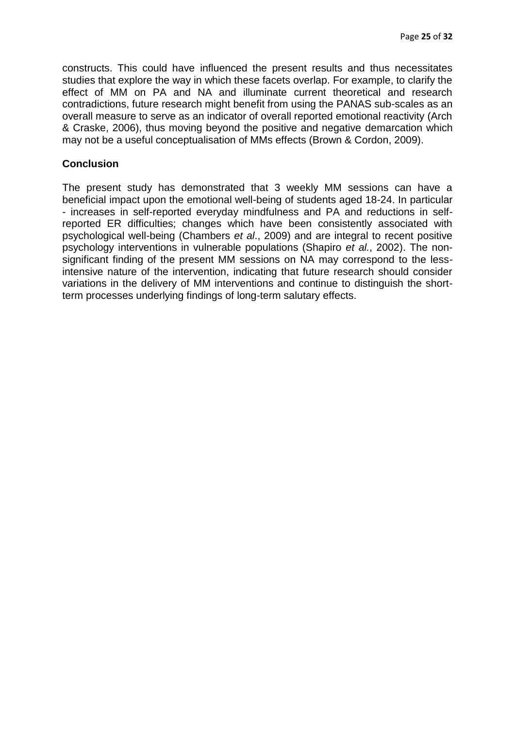constructs. This could have influenced the present results and thus necessitates studies that explore the way in which these facets overlap. For example, to clarify the effect of MM on PA and NA and illuminate current theoretical and research contradictions, future research might benefit from using the PANAS sub-scales as an overall measure to serve as an indicator of overall reported emotional reactivity (Arch & Craske, 2006), thus moving beyond the positive and negative demarcation which may not be a useful conceptualisation of MMs effects (Brown & Cordon, 2009).

## Conclusion

The present study has demonstrated that 3 weekly MM sessions can have a beneficial impact upon the emotional well-being of students aged 18-24. In particular - increases in self-reported everyday mindfulness and PA and reductions in self-reported ER difficulties; changes which have been consistently associated with psychological well-being (Chambers *et al*., 2009) and are integral to recent positive psychology interventions in vulnerable populations (Shapiro *et al.*, 2002). The non-significant finding of the present MM sessions on NA may correspond to the less-intensive nature of the intervention, indicating that future research should consider variations in the delivery of MM interventions and continue to distinguish the short-term processes underlying findings of long-term salutary effects.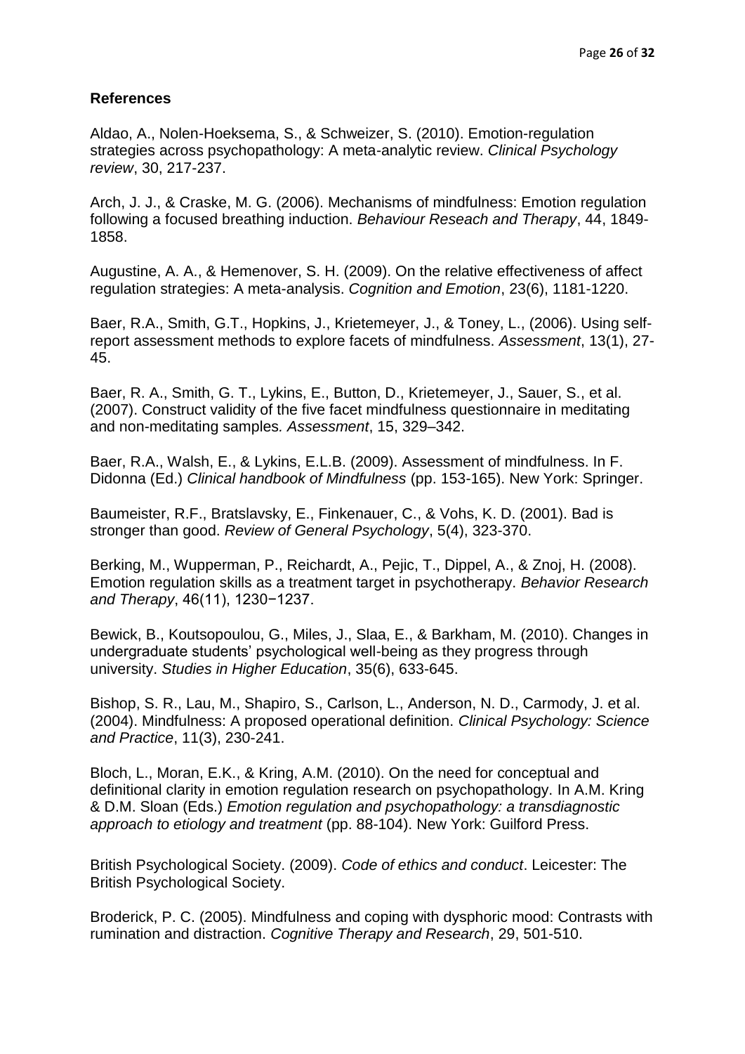### References

Aldao, A., Nolen-Hoeksema, S., & Schweizer, S. (2010). Emotion-regulation strategies across psychopathology: A meta-analytic review. *Clinical Psychology review*, 30, 217-237.

Arch, J. J., & Craske, M. G. (2006). Mechanisms of mindfulness: Emotion regulation following a focused breathing induction. *Behaviour Reseach and Therapy*, 44, 1849-1858.

Augustine, A. A., & Hemenover, S. H. (2009). On the relative effectiveness of affect regulation strategies: A meta-analysis. *Cognition and Emotion*, 23(6), 1181-1220.

Baer, R.A., Smith, G.T., Hopkins, J., Krietemeyer, J., & Toney, L., (2006). Using self-report assessment methods to explore facets of mindfulness. *Assessment*, 13(1), 27-45.

Baer, R. A., Smith, G. T., Lykins, E., Button, D., Krietemeyer, J., Sauer, S., et al. (2007). Construct validity of the five facet mindfulness questionnaire in meditating and non-meditating samples. *Assessment*, 15, 329–342.

Baer, R.A., Walsh, E., & Lykins, E.L.B. (2009). Assessment of mindfulness. In F. Didonna (Ed.) *Clinical handbook of Mindfulness* (pp. 153-165). New York: Springer.

Baumeister, R.F., Bratslavsky, E., Finkenauer, C., & Vohs, K. D. (2001). Bad is stronger than good. *Review of General Psychology*, 5(4), 323-370.

Berking, M., Wupperman, P., Reichardt, A., Pejic, T., Dippel, A., & Znoj, H. (2008). Emotion regulation skills as a treatment target in psychotherapy. *Behavior Research and Therapy*, 46(11), 1230−1237.

Bewick, B., Koutsopoulou, G., Miles, J., Slaa, E., & Barkham, M. (2010). Changes in undergraduate students' psychological well-being as they progress through university. *Studies in Higher Education*, 35(6), 633-645.

Bishop, S. R., Lau, M., Shapiro, S., Carlson, L., Anderson, N. D., Carmody, J. et al. (2004). Mindfulness: A proposed operational definition. *Clinical Psychology: Science and Practice*, 11(3), 230-241.

Bloch, L., Moran, E.K., & Kring, A.M. (2010). On the need for conceptual and definitional clarity in emotion regulation research on psychopathology. In A.M. Kring & D.M. Sloan (Eds.) *Emotion regulation and psychopathology: a transdiagnostic approach to etiology and treatment* (pp. 88-104). New York: Guilford Press.

British Psychological Society. (2009). *Code of ethics and conduct*. Leicester: The British Psychological Society.

Broderick, P. C. (2005). Mindfulness and coping with dysphoric mood: Contrasts with rumination and distraction. *Cognitive Therapy and Research*, 29, 501-510.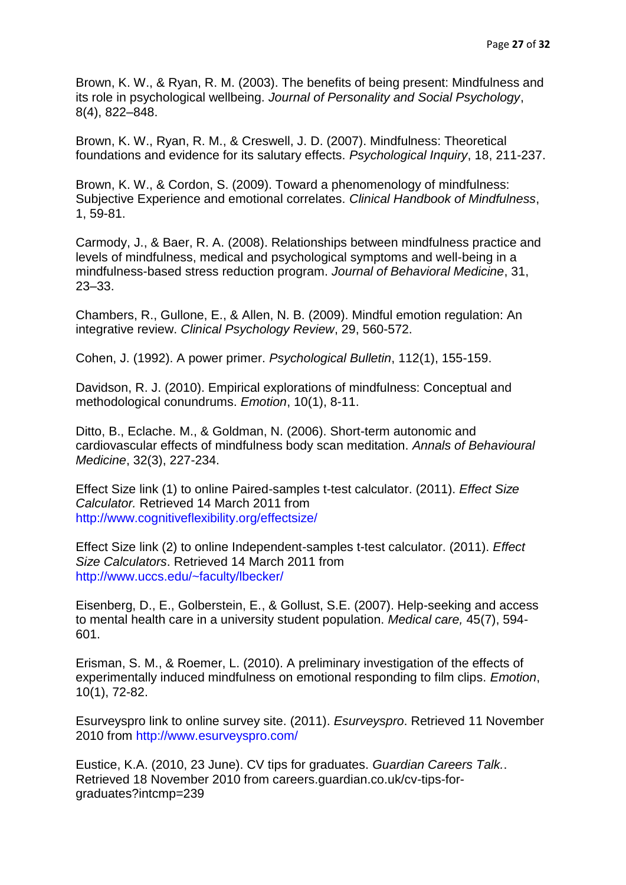Brown, K. W., & Ryan, R. M. (2003). The benefits of being present: Mindfulness and its role in psychological wellbeing. *Journal of Personality and Social Psychology*, 8(4), 822–848.

Brown, K. W., Ryan, R. M., & Creswell, J. D. (2007). Mindfulness: Theoretical foundations and evidence for its salutary effects. *Psychological Inquiry*, 18, 211-237.

Brown, K. W., & Cordon, S. (2009). Toward a phenomenology of mindfulness: Subjective Experience and emotional correlates. *Clinical Handbook of Mindfulness*, 1, 59-81.

Carmody, J., & Baer, R. A. (2008). Relationships between mindfulness practice and levels of mindfulness, medical and psychological symptoms and well-being in a mindfulness-based stress reduction program. *Journal of Behavioral Medicine*, 31, 23–33.

Chambers, R., Gullone, E., & Allen, N. B. (2009). Mindful emotion regulation: An integrative review. *Clinical Psychology Review*, 29, 560-572.

Cohen, J. (1992). A power primer. *Psychological Bulletin*, 112(1), 155-159.

Davidson, R. J. (2010). Empirical explorations of mindfulness: Conceptual and methodological conundrums. *Emotion*, 10(1), 8-11.

Ditto, B., Eclache. M., & Goldman, N. (2006). Short-term autonomic and cardiovascular effects of mindfulness body scan meditation. *Annals of Behavioural Medicine*, 32(3), 227-234.

Effect Size link (1) to online Paired-samples t-test calculator. (2011). *Effect Size Calculator.* Retrieved 14 March 2011 from http://www.cognitiveflexibility.org/effectsize/

Effect Size link (2) to online Independent-samples t-test calculator. (2011). *Effect Size Calculators*. Retrieved 14 March 2011 from http://www.uccs.edu/~faculty/lbecker/

Eisenberg, D., E., Golberstein, E., & Gollust, S.E. (2007). Help-seeking and access to mental health care in a university student population. *Medical care,* 45(7), 594-601.

Erisman, S. M., & Roemer, L. (2010). A preliminary investigation of the effects of experimentally induced mindfulness on emotional responding to film clips. *Emotion*, 10(1), 72-82.

Esurveyspro link to online survey site. (2011). *Esurveyspro*. Retrieved 11 November 2010 from http://www.esurveyspro.com/

Eustice, K.A. (2010, 23 June). CV tips for graduates. *Guardian Careers Talk.*. Retrieved 18 November 2010 from careers.guardian.co.uk/cv-tips-for-graduates?intcmp=239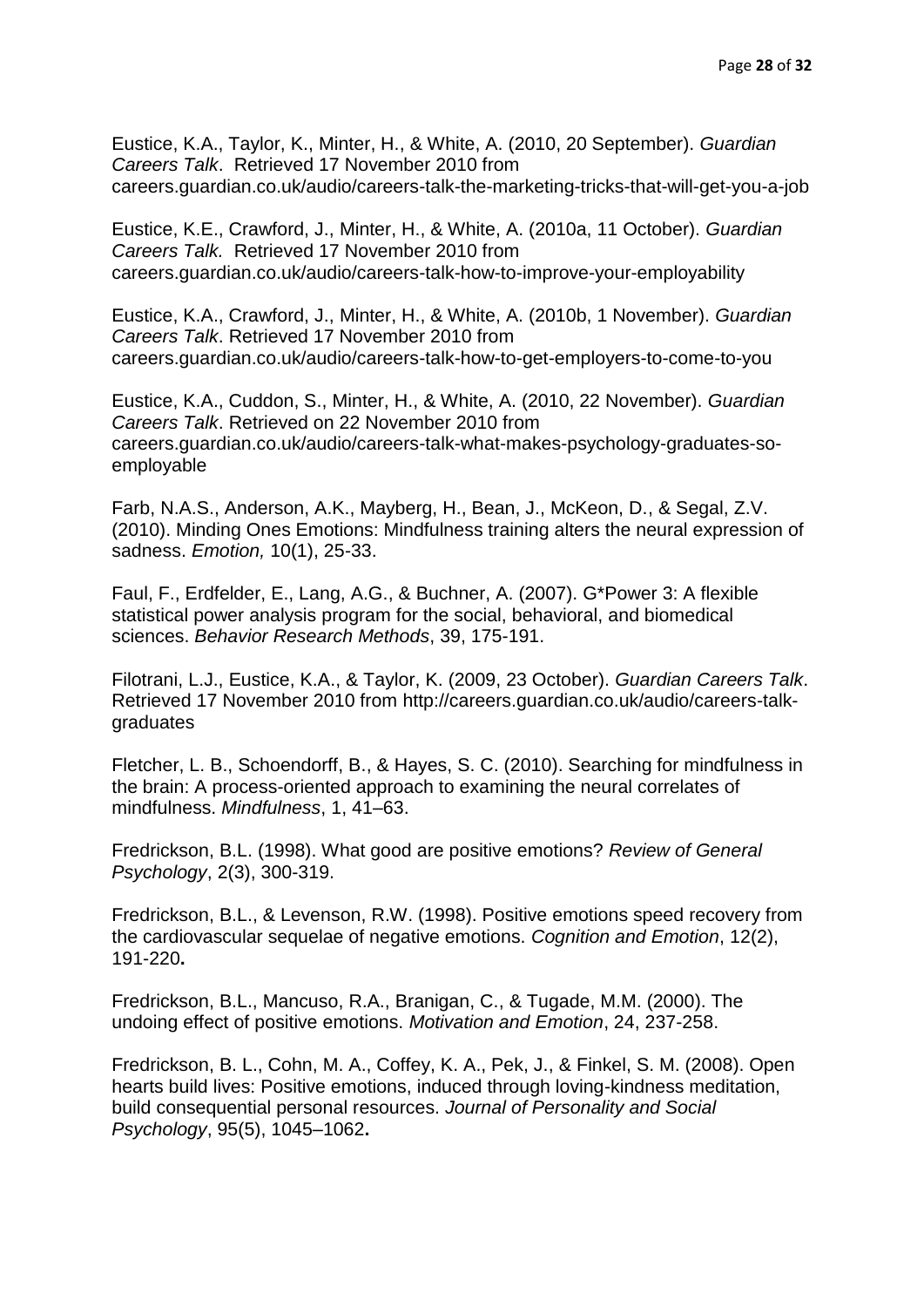Eustice, K.A., Taylor, K., Minter, H., & White, A. (2010, 20 September). *Guardian Careers Talk*. Retrieved 17 November 2010 from careers.guardian.co.uk/audio/careers-talk-the-marketing-tricks-that-will-get-you-a-job

Eustice, K.E., Crawford, J., Minter, H., & White, A. (2010a, 11 October). *Guardian Careers Talk.* Retrieved 17 November 2010 from careers.guardian.co.uk/audio/careers-talk-how-to-improve-your-employability

Eustice, K.A., Crawford, J., Minter, H., & White, A. (2010b, 1 November). *Guardian Careers Talk*. Retrieved 17 November 2010 from careers.guardian.co.uk/audio/careers-talk-how-to-get-employers-to-come-to-you

Eustice, K.A., Cuddon, S., Minter, H., & White, A. (2010, 22 November). *Guardian Careers Talk*. Retrieved on 22 November 2010 from careers.guardian.co.uk/audio/careers-talk-what-makes-psychology-graduates-so-employable

Farb, N.A.S., Anderson, A.K., Mayberg, H., Bean, J., McKeon, D., & Segal, Z.V. (2010). Minding Ones Emotions: Mindfulness training alters the neural expression of sadness. *Emotion,* 10(1), 25-33.

Faul, F., Erdfelder, E., Lang, A.G., & Buchner, A. (2007). G*Power 3: A flexible statistical power analysis program for the social, behavioral, and biomedical sciences. *Behavior Research Methods*, 39, 175-191.

Filotrani, L.J., Eustice, K.A., & Taylor, K. (2009, 23 October). *Guardian Careers Talk*. Retrieved 17 November 2010 from http://careers.guardian.co.uk/audio/careers-talk-graduates

Fletcher, L. B., Schoendorff, B., & Hayes, S. C. (2010). Searching for mindfulness in the brain: A process-oriented approach to examining the neural correlates of mindfulness. *Mindfulness*, 1, 41–63.

Fredrickson, B.L. (1998). What good are positive emotions? *Review of General Psychology*, 2(3), 300-319.

Fredrickson, B.L., & Levenson, R.W. (1998). Positive emotions speed recovery from the cardiovascular sequelae of negative emotions. *Cognition and Emotion*, 12(2), 191-220**.**

Fredrickson, B.L., Mancuso, R.A., Branigan, C., & Tugade, M.M. (2000). The undoing effect of positive emotions. *Motivation and Emotion*, 24, 237-258.

Fredrickson, B. L., Cohn, M. A., Coffey, K. A., Pek, J., & Finkel, S. M. (2008). Open hearts build lives: Positive emotions, induced through loving-kindness meditation, build consequential personal resources. *Journal of Personality and Social Psychology*, 95(5), 1045–1062**.**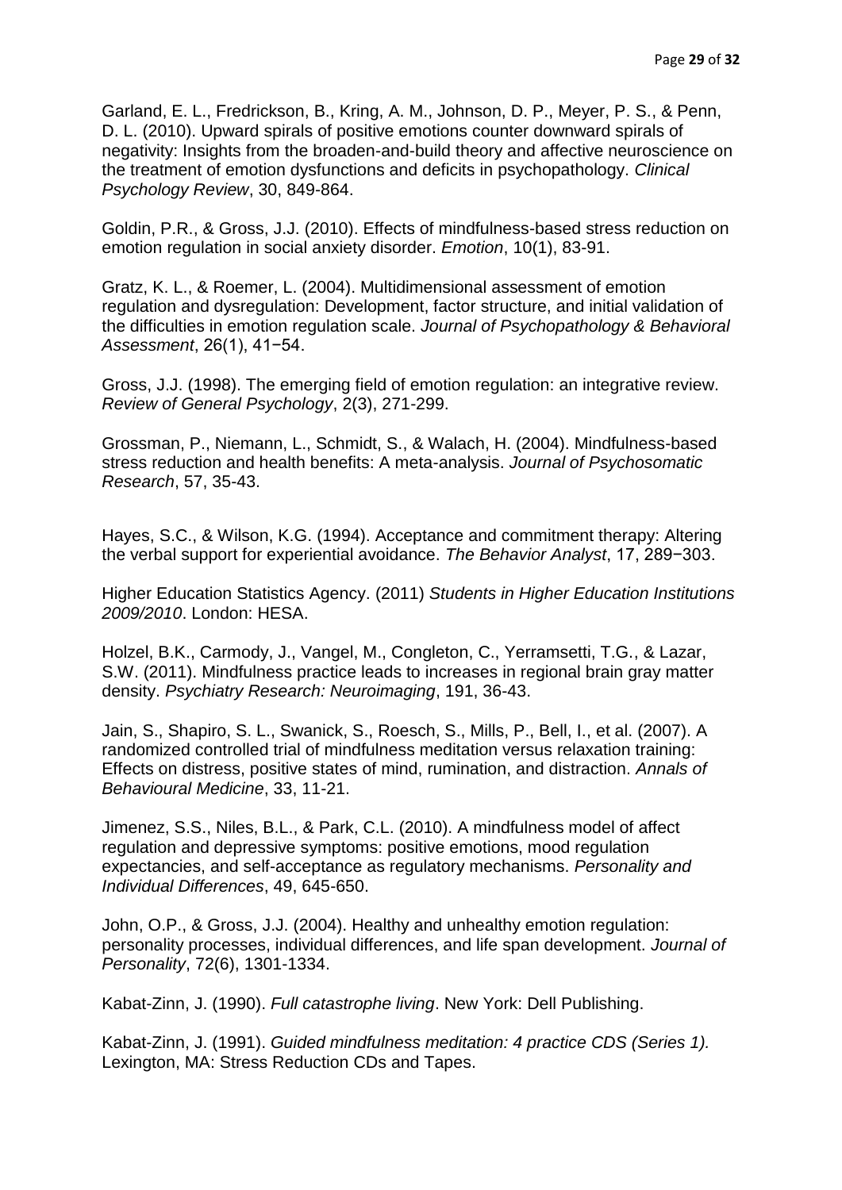Garland, E. L., Fredrickson, B., Kring, A. M., Johnson, D. P., Meyer, P. S., & Penn, D. L. (2010). Upward spirals of positive emotions counter downward spirals of negativity: Insights from the broaden-and-build theory and affective neuroscience on the treatment of emotion dysfunctions and deficits in psychopathology. *Clinical Psychology Review*, 30, 849-864.

Goldin, P.R., & Gross, J.J. (2010). Effects of mindfulness-based stress reduction on emotion regulation in social anxiety disorder. *Emotion*, 10(1), 83-91.

Gratz, K. L., & Roemer, L. (2004). Multidimensional assessment of emotion regulation and dysregulation: Development, factor structure, and initial validation of the difficulties in emotion regulation scale. *Journal of Psychopathology & Behavioral Assessment*, 26(1), 41−54.

Gross, J.J. (1998). The emerging field of emotion regulation: an integrative review. *Review of General Psychology*, 2(3), 271-299.

Grossman, P., Niemann, L., Schmidt, S., & Walach, H. (2004). Mindfulness-based stress reduction and health benefits: A meta-analysis. *Journal of Psychosomatic Research*, 57, 35-43.

Hayes, S.C., & Wilson, K.G. (1994). Acceptance and commitment therapy: Altering the verbal support for experiential avoidance. *The Behavior Analyst*, 17, 289−303.

Higher Education Statistics Agency. (2011) *Students in Higher Education Institutions 2009/2010*. London: HESA.

Holzel, B.K., Carmody, J., Vangel, M., Congleton, C., Yerramsetti, T.G., & Lazar, S.W. (2011). Mindfulness practice leads to increases in regional brain gray matter density. *Psychiatry Research: Neuroimaging*, 191, 36-43.

Jain, S., Shapiro, S. L., Swanick, S., Roesch, S., Mills, P., Bell, I., et al. (2007). A randomized controlled trial of mindfulness meditation versus relaxation training: Effects on distress, positive states of mind, rumination, and distraction. *Annals of Behavioural Medicine*, 33, 11-21.

Jimenez, S.S., Niles, B.L., & Park, C.L. (2010). A mindfulness model of affect regulation and depressive symptoms: positive emotions, mood regulation expectancies, and self-acceptance as regulatory mechanisms. *Personality and Individual Differences*, 49, 645-650.

John, O.P., & Gross, J.J. (2004). Healthy and unhealthy emotion regulation: personality processes, individual differences, and life span development. *Journal of Personality*, 72(6), 1301-1334.

Kabat-Zinn, J. (1990). *Full catastrophe living*. New York: Dell Publishing.

Kabat-Zinn, J. (1991). *Guided mindfulness meditation: 4 practice CDS (Series 1).* Lexington, MA: Stress Reduction CDs and Tapes.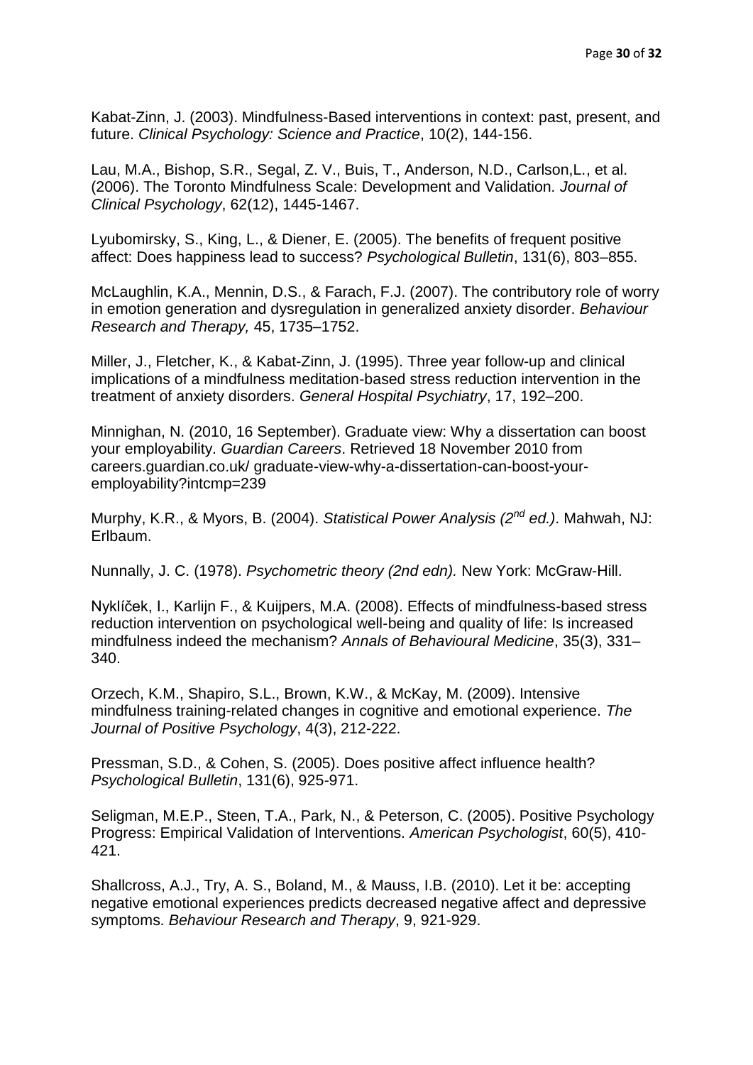Kabat-Zinn, J. (2003). Mindfulness-Based interventions in context: past, present, and future. *Clinical Psychology: Science and Practice*, 10(2), 144-156.

Lau, M.A., Bishop, S.R., Segal, Z. V., Buis, T., Anderson, N.D., Carlson,L., et al. (2006). The Toronto Mindfulness Scale: Development and Validation*. Journal of Clinical Psychology*, 62(12), 1445-1467.

Lyubomirsky, S., King, L., & Diener, E. (2005). The benefits of frequent positive affect: Does happiness lead to success? *Psychological Bulletin*, 131(6), 803–855.

McLaughlin, K.A., Mennin, D.S., & Farach, F.J. (2007). The contributory role of worry in emotion generation and dysregulation in generalized anxiety disorder. *Behaviour Research and Therapy,* 45, 1735–1752.

Miller, J., Fletcher, K., & Kabat-Zinn, J. (1995). Three year follow-up and clinical implications of a mindfulness meditation-based stress reduction intervention in the treatment of anxiety disorders. *General Hospital Psychiatry*, 17, 192–200.

Minnighan, N. (2010, 16 September). Graduate view: Why a dissertation can boost your employability. *Guardian Careers*. Retrieved 18 November 2010 from careers.guardian.co.uk/ graduate-view-why-a-dissertation-can-boost-your-employability?intcmp=239

Murphy, K.R., & Myors, B. (2004). *Statistical Power Analysis (2nd ed.)*. Mahwah, NJ: Erlbaum.

Nunnally, J. C. (1978). *Psychometric theory (2nd edn).* New York: McGraw-Hill.

Nyklíček, I., Karlijn F., & Kuijpers, M.A. (2008). Effects of mindfulness-based stress reduction intervention on psychological well-being and quality of life: Is increased mindfulness indeed the mechanism? *Annals of Behavioural Medicine*, 35(3), 331–340.

Orzech, K.M., Shapiro, S.L., Brown, K.W., & McKay, M. (2009). Intensive mindfulness training-related changes in cognitive and emotional experience. *The Journal of Positive Psychology*, 4(3), 212-222.

Pressman, S.D., & Cohen, S. (2005). Does positive affect influence health? *Psychological Bulletin*, 131(6), 925-971.

Seligman, M.E.P., Steen, T.A., Park, N., & Peterson, C. (2005). Positive Psychology Progress: Empirical Validation of Interventions. *American Psychologist*, 60(5), 410-421.

Shallcross, A.J., Try, A. S., Boland, M., & Mauss, I.B. (2010). Let it be: accepting negative emotional experiences predicts decreased negative affect and depressive symptoms. *Behaviour Research and Therapy*, 9, 921-929.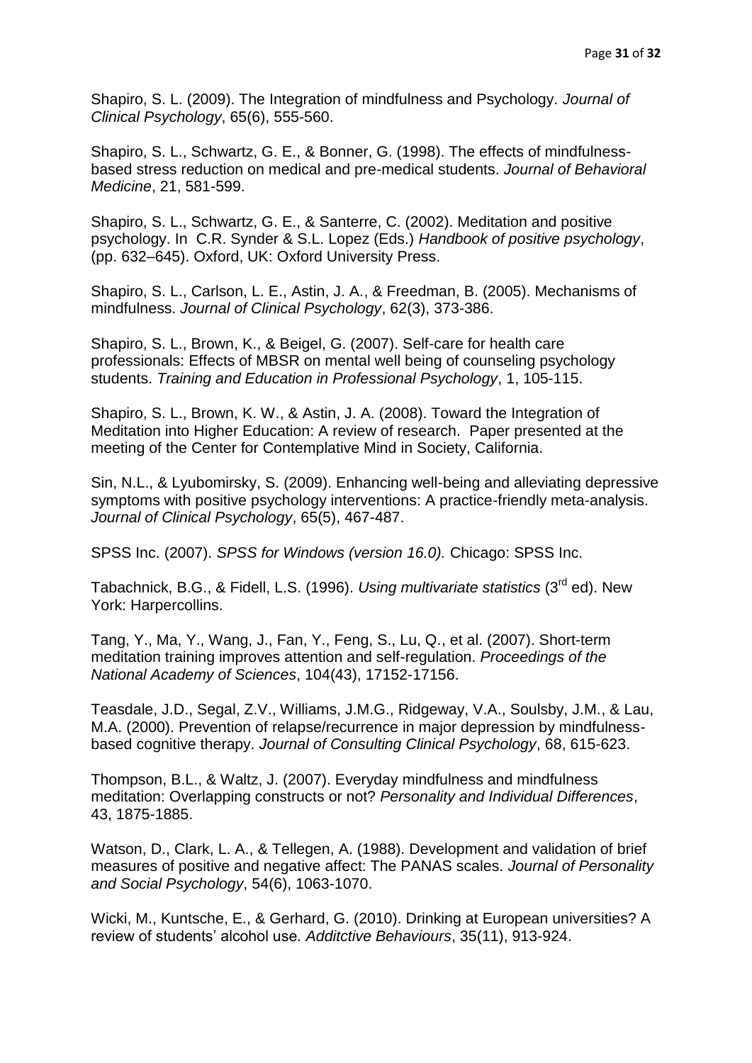Shapiro, S. L. (2009). The Integration of mindfulness and Psychology. *Journal of Clinical Psychology*, 65(6), 555-560.

Shapiro, S. L., Schwartz, G. E., & Bonner, G. (1998). The effects of mindfulness-based stress reduction on medical and pre-medical students. *Journal of Behavioral Medicine*, 21, 581-599.

Shapiro, S. L., Schwartz, G. E., & Santerre, C. (2002). Meditation and positive psychology. In C.R. Synder & S.L. Lopez (Eds.) *Handbook of positive psychology*, (pp. 632–645). Oxford, UK: Oxford University Press.

Shapiro, S. L., Carlson, L. E., Astin, J. A., & Freedman, B. (2005). Mechanisms of mindfulness. *Journal of Clinical Psychology*, 62(3), 373-386.

Shapiro, S. L., Brown, K., & Beigel, G. (2007). Self-care for health care professionals: Effects of MBSR on mental well being of counseling psychology students. *Training and Education in Professional Psychology*, 1, 105-115.

Shapiro, S. L., Brown, K. W., & Astin, J. A. (2008). Toward the Integration of Meditation into Higher Education: A review of research. Paper presented at the meeting of the Center for Contemplative Mind in Society, California.

Sin, N.L., & Lyubomirsky, S. (2009). Enhancing well-being and alleviating depressive symptoms with positive psychology interventions: A practice-friendly meta-analysis. *Journal of Clinical Psychology*, 65(5), 467-487.

SPSS Inc. (2007). *SPSS for Windows (version 16.0).* Chicago: SPSS Inc.

Tabachnick, B.G., & Fidell, L.S. (1996). *Using multivariate statistics* (3rd ed). New York: Harpercollins.

Tang, Y., Ma, Y., Wang, J., Fan, Y., Feng, S., Lu, Q., et al. (2007). Short-term meditation training improves attention and self-regulation. *Proceedings of the National Academy of Sciences*, 104(43), 17152-17156.

Teasdale, J.D., Segal, Z.V., Williams, J.M.G., Ridgeway, V.A., Soulsby, J.M., & Lau, M.A. (2000). Prevention of relapse/recurrence in major depression by mindfulness-based cognitive therapy. *Journal of Consulting Clinical Psychology*, 68, 615-623.

Thompson, B.L., & Waltz, J. (2007). Everyday mindfulness and mindfulness meditation: Overlapping constructs or not? *Personality and Individual Differences*, 43, 1875-1885.

Watson, D., Clark, L. A., & Tellegen, A. (1988). Development and validation of brief measures of positive and negative affect: The PANAS scales. *Journal of Personality and Social Psychology*, 54(6), 1063-1070.

Wicki, M., Kuntsche, E., & Gerhard, G. (2010). Drinking at European universities? A review of students' alcohol use. *Additctive Behaviours*, 35(11), 913-924.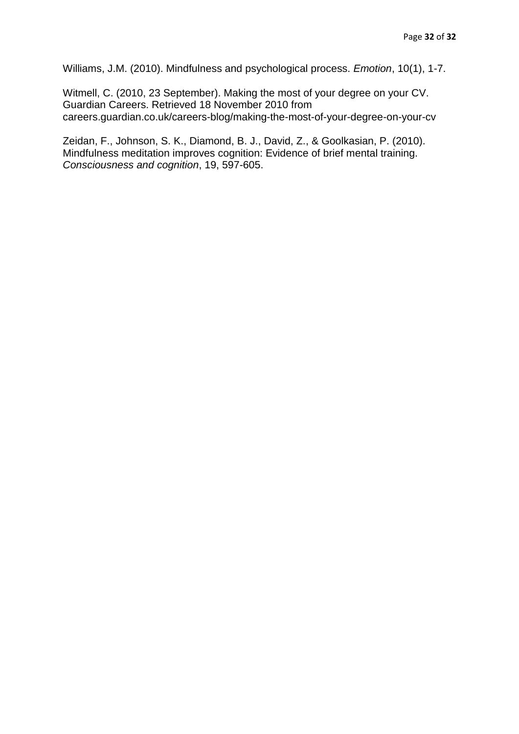Williams, J.M. (2010). Mindfulness and psychological process. *Emotion*, 10(1), 1-7.

Witmell, C. (2010, 23 September). Making the most of your degree on your CV. Guardian Careers. Retrieved 18 November 2010 from careers.guardian.co.uk/careers-blog/making-the-most-of-your-degree-on-your-cv

Zeidan, F., Johnson, S. K., Diamond, B. J., David, Z., & Goolkasian, P. (2010). Mindfulness meditation improves cognition: Evidence of brief mental training. *Consciousness and cognition*, 19, 597-605.